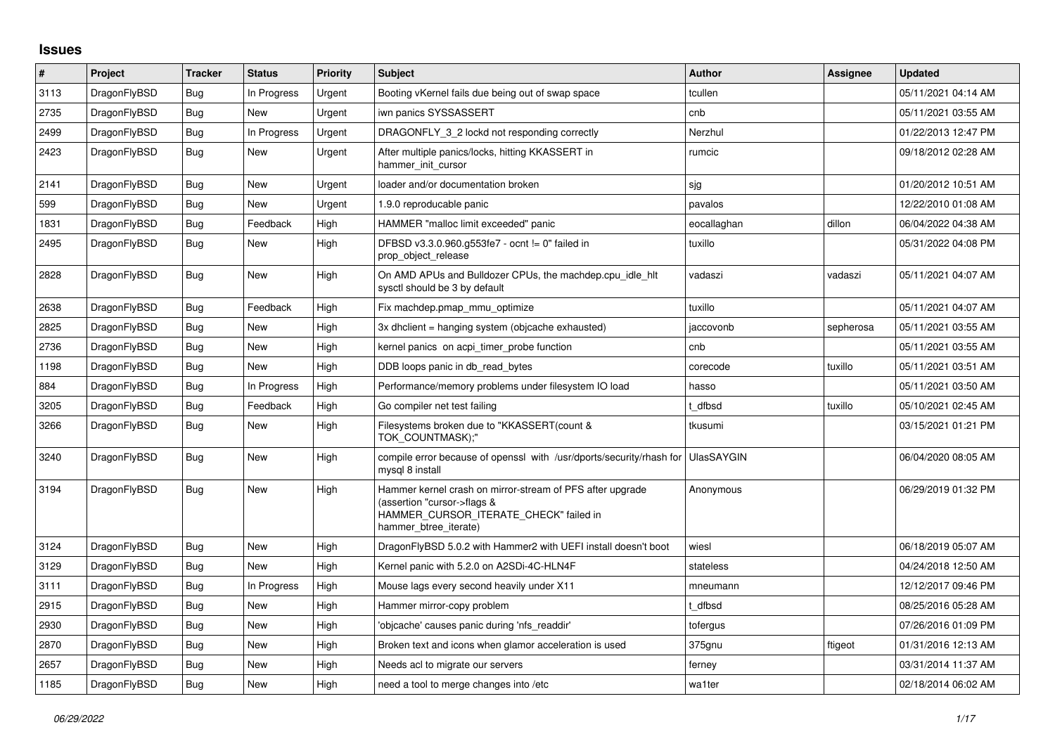# Issues

| # | Project | Tracker | Status | Priority | Subject | Author | Assignee | Updated |
|---|---|---|---|---|---|---|---|---|
| 3113 | DragonFlyBSD | Bug | In Progress | Urgent | Booting vKernel fails due being out of swap space | tcullen | | 05/11/2021 04:14 AM |
| 2735 | DragonFlyBSD | Bug | New | Urgent | iwn panics SYSSASSERT | cnb | | 05/11/2021 03:55 AM |
| 2499 | DragonFlyBSD | Bug | In Progress | Urgent | DRAGONFLY_3_2 lockd not responding correctly | Nerzhul | | 01/22/2013 12:47 PM |
| 2423 | DragonFlyBSD | Bug | New | Urgent | After multiple panics/locks, hitting KKASSERT in hammer_init_cursor | rumcic | | 09/18/2012 02:28 AM |
| 2141 | DragonFlyBSD | Bug | New | Urgent | loader and/or documentation broken | sjg | | 01/20/2012 10:51 AM |
| 599 | DragonFlyBSD | Bug | New | Urgent | 1.9.0 reproducable panic | pavalos | | 12/22/2010 01:08 AM |
| 1831 | DragonFlyBSD | Bug | Feedback | High | HAMMER "malloc limit exceeded" panic | eocallaghan | dillon | 06/04/2022 04:38 AM |
| 2495 | DragonFlyBSD | Bug | New | High | DFBSD v3.3.0.960.g553fe7 - ocnt != 0" failed in prop_object_release | tuxillo | | 05/31/2022 04:08 PM |
| 2828 | DragonFlyBSD | Bug | New | High | On AMD APUs and Bulldozer CPUs, the machdep.cpu_idle_hlt sysctl should be 3 by default | vadaszi | vadaszi | 05/11/2021 04:07 AM |
| 2638 | DragonFlyBSD | Bug | Feedback | High | Fix machdep.pmap_mmu_optimize | tuxillo | | 05/11/2021 04:07 AM |
| 2825 | DragonFlyBSD | Bug | New | High | 3x dhclient = hanging system (objcache exhausted) | jaccovonb | sepherosa | 05/11/2021 03:55 AM |
| 2736 | DragonFlyBSD | Bug | New | High | kernel panics on acpi_timer_probe function | cnb | | 05/11/2021 03:55 AM |
| 1198 | DragonFlyBSD | Bug | New | High | DDB loops panic in db_read_bytes | corecode | tuxillo | 05/11/2021 03:51 AM |
| 884 | DragonFlyBSD | Bug | In Progress | High | Performance/memory problems under filesystem IO load | hasso | | 05/11/2021 03:50 AM |
| 3205 | DragonFlyBSD | Bug | Feedback | High | Go compiler net test failing | t_dfbsd | tuxillo | 05/10/2021 02:45 AM |
| 3266 | DragonFlyBSD | Bug | New | High | Filesystems broken due to "KKASSERT(count & TOK_COUNTMASK);" | tkusumi | | 03/15/2021 01:21 PM |
| 3240 | DragonFlyBSD | Bug | New | High | compile error because of openssl with /usr/dports/security/rhash for mysql 8 install | UlasSAYGIN | | 06/04/2020 08:05 AM |
| 3194 | DragonFlyBSD | Bug | New | High | Hammer kernel crash on mirror-stream of PFS after upgrade (assertion "cursor->flags & HAMMER_CURSOR_ITERATE_CHECK" failed in hammer_btree_iterate) | Anonymous | | 06/29/2019 01:32 PM |
| 3124 | DragonFlyBSD | Bug | New | High | DragonFlyBSD 5.0.2 with Hammer2 with UEFI install doesn't boot | wiesl | | 06/18/2019 05:07 AM |
| 3129 | DragonFlyBSD | Bug | New | High | Kernel panic with 5.2.0 on A2SDi-4C-HLN4F | stateless | | 04/24/2018 12:50 AM |
| 3111 | DragonFlyBSD | Bug | In Progress | High | Mouse lags every second heavily under X11 | mneumann | | 12/12/2017 09:46 PM |
| 2915 | DragonFlyBSD | Bug | New | High | Hammer mirror-copy problem | t_dfbsd | | 08/25/2016 05:28 AM |
| 2930 | DragonFlyBSD | Bug | New | High | 'objcache' causes panic during 'nfs_readdir' | tofergus | | 07/26/2016 01:09 PM |
| 2870 | DragonFlyBSD | Bug | New | High | Broken text and icons when glamor acceleration is used | 375gnu | ftigeot | 01/31/2016 12:13 AM |
| 2657 | DragonFlyBSD | Bug | New | High | Needs acl to migrate our servers | ferney | | 03/31/2014 11:37 AM |
| 1185 | DragonFlyBSD | Bug | New | High | need a tool to merge changes into /etc | wa1ter | | 02/18/2014 06:02 AM |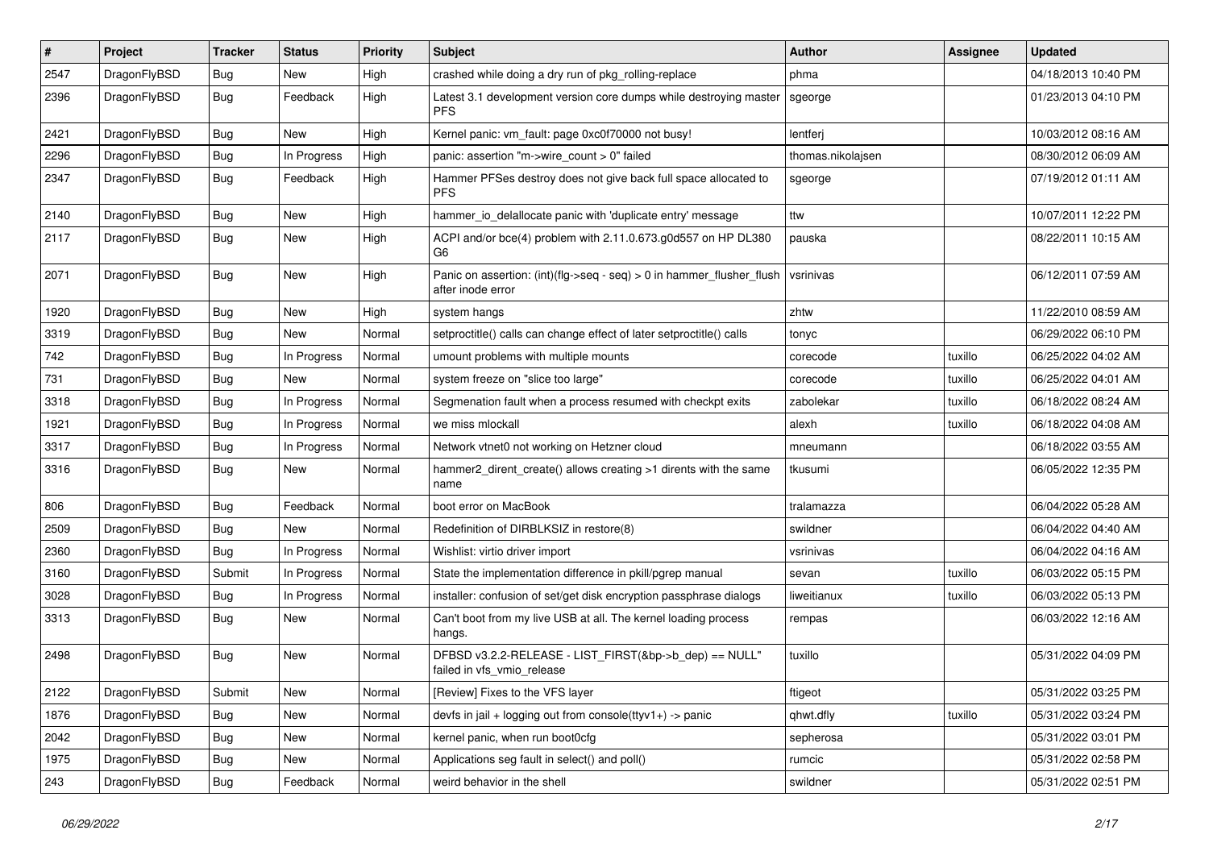| # | Project | Tracker | Status | Priority | Subject | Author | Assignee | Updated |
|---|---|---|---|---|---|---|---|---|
| 2547 | DragonFlyBSD | Bug | New | High | crashed while doing a dry run of pkg_rolling-replace | phma | | 04/18/2013 10:40 PM |
| 2396 | DragonFlyBSD | Bug | Feedback | High | Latest 3.1 development version core dumps while destroying master PFS | sgeorge | | 01/23/2013 04:10 PM |
| 2421 | DragonFlyBSD | Bug | New | High | Kernel panic: vm_fault: page 0xc0f70000 not busy! | lentferj | | 10/03/2012 08:16 AM |
| 2296 | DragonFlyBSD | Bug | In Progress | High | panic: assertion "m->wire_count > 0" failed | thomas.nikolajsen | | 08/30/2012 06:09 AM |
| 2347 | DragonFlyBSD | Bug | Feedback | High | Hammer PFSes destroy does not give back full space allocated to PFS | sgeorge | | 07/19/2012 01:11 AM |
| 2140 | DragonFlyBSD | Bug | New | High | hammer_io_delallocate panic with 'duplicate entry' message | ttw | | 10/07/2011 12:22 PM |
| 2117 | DragonFlyBSD | Bug | New | High | ACPI and/or bce(4) problem with 2.11.0.673.g0d557 on HP DL380 G6 | pauska | | 08/22/2011 10:15 AM |
| 2071 | DragonFlyBSD | Bug | New | High | Panic on assertion: (int)(flg->seq - seq) > 0 in hammer_flusher_flush after inode error | vsrinivas | | 06/12/2011 07:59 AM |
| 1920 | DragonFlyBSD | Bug | New | High | system hangs | zhtw | | 11/22/2010 08:59 AM |
| 3319 | DragonFlyBSD | Bug | New | Normal | setproctitle() calls can change effect of later setproctitle() calls | tonyc | | 06/29/2022 06:10 PM |
| 742 | DragonFlyBSD | Bug | In Progress | Normal | umount problems with multiple mounts | corecode | tuxillo | 06/25/2022 04:02 AM |
| 731 | DragonFlyBSD | Bug | New | Normal | system freeze on "slice too large" | corecode | tuxillo | 06/25/2022 04:01 AM |
| 3318 | DragonFlyBSD | Bug | In Progress | Normal | Segmenation fault when a process resumed with checkpt exits | zabolekar | tuxillo | 06/18/2022 08:24 AM |
| 1921 | DragonFlyBSD | Bug | In Progress | Normal | we miss mlockall | alexh | tuxillo | 06/18/2022 04:08 AM |
| 3317 | DragonFlyBSD | Bug | In Progress | Normal | Network vtnet0 not working on Hetzner cloud | mneumann | | 06/18/2022 03:55 AM |
| 3316 | DragonFlyBSD | Bug | New | Normal | hammer2_dirent_create() allows creating >1 dirents with the same name | tkusumi | | 06/05/2022 12:35 PM |
| 806 | DragonFlyBSD | Bug | Feedback | Normal | boot error on MacBook | tralamazza | | 06/04/2022 05:28 AM |
| 2509 | DragonFlyBSD | Bug | New | Normal | Redefinition of DIRBLKSIZ in restore(8) | swildner | | 06/04/2022 04:40 AM |
| 2360 | DragonFlyBSD | Bug | In Progress | Normal | Wishlist: virtio driver import | vsrinivas | | 06/04/2022 04:16 AM |
| 3160 | DragonFlyBSD | Submit | In Progress | Normal | State the implementation difference in pkill/pgrep manual | sevan | tuxillo | 06/03/2022 05:15 PM |
| 3028 | DragonFlyBSD | Bug | In Progress | Normal | installer: confusion of set/get disk encryption passphrase dialogs | liweitianux | tuxillo | 06/03/2022 05:13 PM |
| 3313 | DragonFlyBSD | Bug | New | Normal | Can't boot from my live USB at all. The kernel loading process hangs. | rempas | | 06/03/2022 12:16 AM |
| 2498 | DragonFlyBSD | Bug | New | Normal | DFBSD v3.2.2-RELEASE - LIST_FIRST(&bp->b_dep) == NULL" failed in vfs_vmio_release | tuxillo | | 05/31/2022 04:09 PM |
| 2122 | DragonFlyBSD | Submit | New | Normal | [Review] Fixes to the VFS layer | ftigeot | | 05/31/2022 03:25 PM |
| 1876 | DragonFlyBSD | Bug | New | Normal | devfs in jail + logging out from console(ttyv1+) -> panic | qhwt.dfly | tuxillo | 05/31/2022 03:24 PM |
| 2042 | DragonFlyBSD | Bug | New | Normal | kernel panic, when run boot0cfg | sepherosa | | 05/31/2022 03:01 PM |
| 1975 | DragonFlyBSD | Bug | New | Normal | Applications seg fault in select() and poll() | rumcic | | 05/31/2022 02:58 PM |
| 243 | DragonFlyBSD | Bug | Feedback | Normal | weird behavior in the shell | swildner | | 05/31/2022 02:51 PM |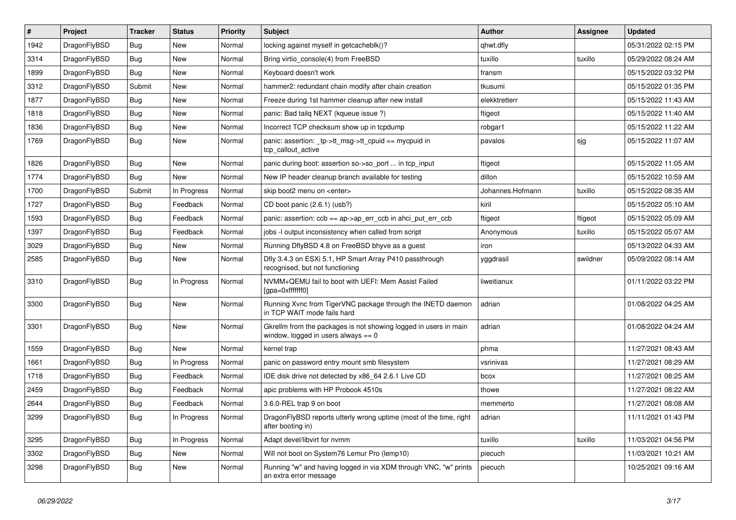| # | Project | Tracker | Status | Priority | Subject | Author | Assignee | Updated |
|---|---|---|---|---|---|---|---|---|
| 1942 | DragonFlyBSD | Bug | New | Normal | locking against myself in getcacheblk()? | qhwt.dfly | | 05/31/2022 02:15 PM |
| 3314 | DragonFlyBSD | Bug | New | Normal | Bring virtio_console(4) from FreeBSD | tuxillo | tuxillo | 05/29/2022 08:24 AM |
| 1899 | DragonFlyBSD | Bug | New | Normal | Keyboard doesn't work | fransm | | 05/15/2022 03:32 PM |
| 3312 | DragonFlyBSD | Submit | New | Normal | hammer2: redundant chain modify after chain creation | tkusumi | | 05/15/2022 01:35 PM |
| 1877 | DragonFlyBSD | Bug | New | Normal | Freeze during 1st hammer cleanup after new install | elekktretterr | | 05/15/2022 11:43 AM |
| 1818 | DragonFlyBSD | Bug | New | Normal | panic: Bad tailq NEXT (kqueue issue ?) | ftigeot | | 05/15/2022 11:40 AM |
| 1836 | DragonFlyBSD | Bug | New | Normal | Incorrect TCP checksum show up in tcpdump | robgar1 | | 05/15/2022 11:22 AM |
| 1769 | DragonFlyBSD | Bug | New | Normal | panic: assertion: _tp->tt_msg->tt_cpuid == mycpuid in tcp_callout_active | pavalos | sjg | 05/15/2022 11:07 AM |
| 1826 | DragonFlyBSD | Bug | New | Normal | panic during boot: assertion so->so_port ... in tcp_input | ftigeot | | 05/15/2022 11:05 AM |
| 1774 | DragonFlyBSD | Bug | New | Normal | New IP header cleanup branch available for testing | dillon | | 05/15/2022 10:59 AM |
| 1700 | DragonFlyBSD | Submit | In Progress | Normal | skip boot2 menu on <enter> | Johannes.Hofmann | tuxillo | 05/15/2022 08:35 AM |
| 1727 | DragonFlyBSD | Bug | Feedback | Normal | CD boot panic (2.6.1) (usb?) | kiril | | 05/15/2022 05:10 AM |
| 1593 | DragonFlyBSD | Bug | Feedback | Normal | panic: assertion: ccb == ap->ap_err_ccb in ahci_put_err_ccb | ftigeot | ftigeot | 05/15/2022 05:09 AM |
| 1397 | DragonFlyBSD | Bug | Feedback | Normal | jobs -l output inconsistency when called from script | Anonymous | tuxillo | 05/15/2022 05:07 AM |
| 3029 | DragonFlyBSD | Bug | New | Normal | Running DflyBSD 4.8 on FreeBSD bhyve as a guest | iron | | 05/13/2022 04:33 AM |
| 2585 | DragonFlyBSD | Bug | New | Normal | Dfly 3.4.3 on ESXi 5.1, HP Smart Array P410 passthrough recognised, but not functioning | yggdrasil | swildner | 05/09/2022 08:14 AM |
| 3310 | DragonFlyBSD | Bug | In Progress | Normal | NVMM+QEMU fail to boot with UEFI: Mem Assist Failed [gpa=0xfffffff0] | liweitianux | | 01/11/2022 03:22 PM |
| 3300 | DragonFlyBSD | Bug | New | Normal | Running Xvnc from TigerVNC package through the INETD daemon in TCP WAIT mode fails hard | adrian | | 01/08/2022 04:25 AM |
| 3301 | DragonFlyBSD | Bug | New | Normal | Gkrellm from the packages is not showing logged in users in main window, logged in users always == 0 | adrian | | 01/08/2022 04:24 AM |
| 1559 | DragonFlyBSD | Bug | New | Normal | kernel trap | phma | | 11/27/2021 08:43 AM |
| 1661 | DragonFlyBSD | Bug | In Progress | Normal | panic on password entry mount smb filesystem | vsrinivas | | 11/27/2021 08:29 AM |
| 1718 | DragonFlyBSD | Bug | Feedback | Normal | IDE disk drive not detected by x86_64 2.6.1 Live CD | bcox | | 11/27/2021 08:25 AM |
| 2459 | DragonFlyBSD | Bug | Feedback | Normal | apic problems with HP Probook 4510s | thowe | | 11/27/2021 08:22 AM |
| 2644 | DragonFlyBSD | Bug | Feedback | Normal | 3.6.0-REL trap 9 on boot | memmerto | | 11/27/2021 08:08 AM |
| 3299 | DragonFlyBSD | Bug | In Progress | Normal | DragonFlyBSD reports utterly wrong uptime (most of the time, right after booting in) | adrian | | 11/11/2021 01:43 PM |
| 3295 | DragonFlyBSD | Bug | In Progress | Normal | Adapt devel/libvirt for nvmm | tuxillo | tuxillo | 11/03/2021 04:56 PM |
| 3302 | DragonFlyBSD | Bug | New | Normal | Will not boot on System76 Lemur Pro (lemp10) | piecuch | | 11/03/2021 10:21 AM |
| 3298 | DragonFlyBSD | Bug | New | Normal | Running "w" and having logged in via XDM through VNC, "w" prints an extra error message | piecuch | | 10/25/2021 09:16 AM |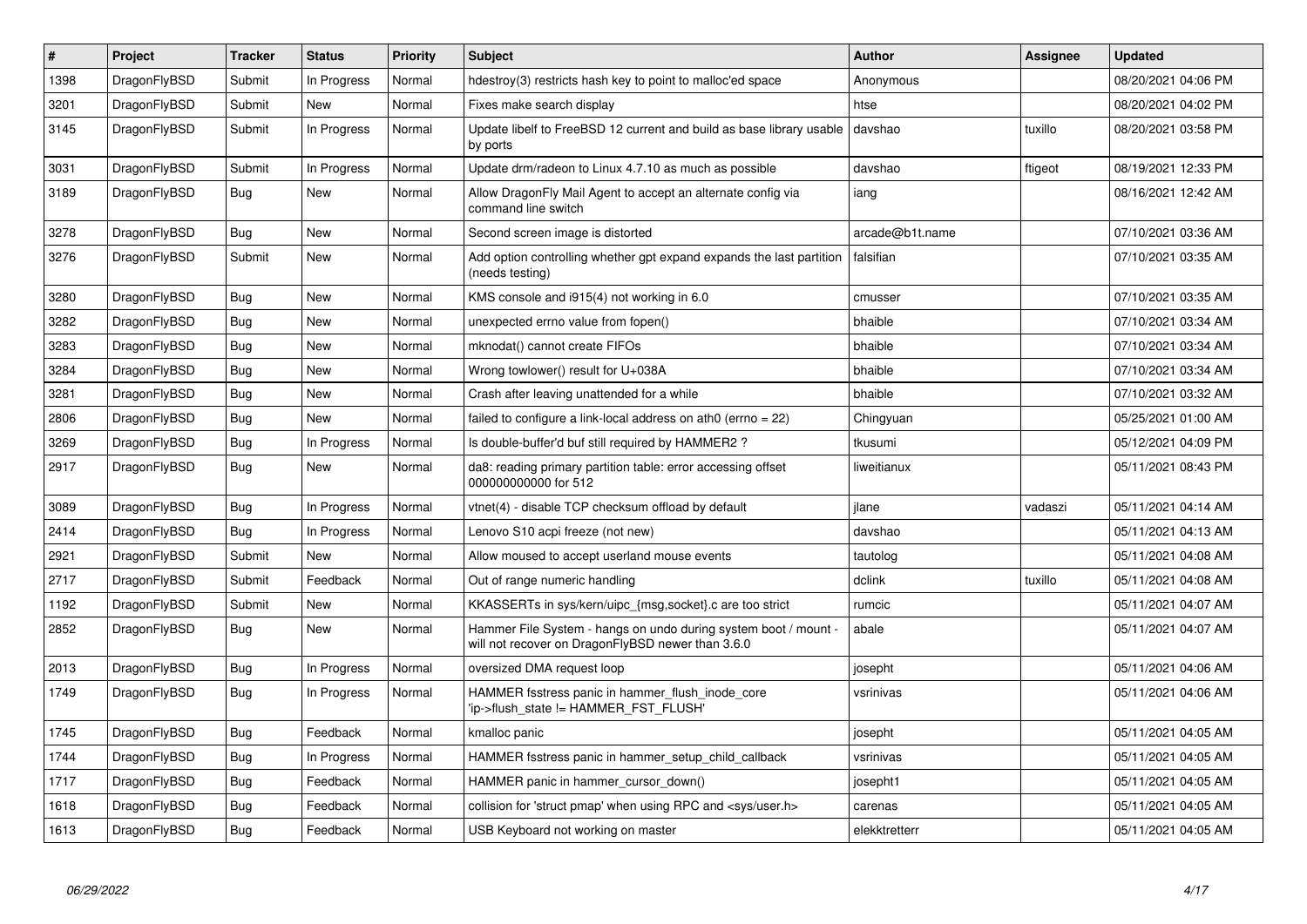| # | Project | Tracker | Status | Priority | Subject | Author | Assignee | Updated |
|---|---|---|---|---|---|---|---|---|
| 1398 | DragonFlyBSD | Submit | In Progress | Normal | hdestroy(3) restricts hash key to point to malloc'ed space | Anonymous | | 08/20/2021 04:06 PM |
| 3201 | DragonFlyBSD | Submit | New | Normal | Fixes make search display | htse | | 08/20/2021 04:02 PM |
| 3145 | DragonFlyBSD | Submit | In Progress | Normal | Update libelf to FreeBSD 12 current and build as base library usable by ports | davshao | tuxillo | 08/20/2021 03:58 PM |
| 3031 | DragonFlyBSD | Submit | In Progress | Normal | Update drm/radeon to Linux 4.7.10 as much as possible | davshao | ftigeot | 08/19/2021 12:33 PM |
| 3189 | DragonFlyBSD | Bug | New | Normal | Allow DragonFly Mail Agent to accept an alternate config via command line switch | iang | | 08/16/2021 12:42 AM |
| 3278 | DragonFlyBSD | Bug | New | Normal | Second screen image is distorted | arcade@b1t.name | | 07/10/2021 03:36 AM |
| 3276 | DragonFlyBSD | Submit | New | Normal | Add option controlling whether gpt expand expands the last partition (needs testing) | falsifian | | 07/10/2021 03:35 AM |
| 3280 | DragonFlyBSD | Bug | New | Normal | KMS console and i915(4) not working in 6.0 | cmusser | | 07/10/2021 03:35 AM |
| 3282 | DragonFlyBSD | Bug | New | Normal | unexpected errno value from fopen() | bhaible | | 07/10/2021 03:34 AM |
| 3283 | DragonFlyBSD | Bug | New | Normal | mknodat() cannot create FIFOs | bhaible | | 07/10/2021 03:34 AM |
| 3284 | DragonFlyBSD | Bug | New | Normal | Wrong towlower() result for U+038A | bhaible | | 07/10/2021 03:34 AM |
| 3281 | DragonFlyBSD | Bug | New | Normal | Crash after leaving unattended for a while | bhaible | | 07/10/2021 03:32 AM |
| 2806 | DragonFlyBSD | Bug | New | Normal | failed to configure a link-local address on ath0 (errno = 22) | Chingyuan | | 05/25/2021 01:00 AM |
| 3269 | DragonFlyBSD | Bug | In Progress | Normal | Is double-buffer'd buf still required by HAMMER2 ? | tkusumi | | 05/12/2021 04:09 PM |
| 2917 | DragonFlyBSD | Bug | New | Normal | da8: reading primary partition table: error accessing offset 000000000000 for 512 | liweitianux | | 05/11/2021 08:43 PM |
| 3089 | DragonFlyBSD | Bug | In Progress | Normal | vtnet(4) - disable TCP checksum offload by default | jlane | vadaszi | 05/11/2021 04:14 AM |
| 2414 | DragonFlyBSD | Bug | In Progress | Normal | Lenovo S10 acpi freeze (not new) | davshao | | 05/11/2021 04:13 AM |
| 2921 | DragonFlyBSD | Submit | New | Normal | Allow moused to accept userland mouse events | tautolog | | 05/11/2021 04:08 AM |
| 2717 | DragonFlyBSD | Submit | Feedback | Normal | Out of range numeric handling | dclink | tuxillo | 05/11/2021 04:08 AM |
| 1192 | DragonFlyBSD | Submit | New | Normal | KKASSERTs in sys/kern/uipc_{msg,socket}.c are too strict | rumcic | | 05/11/2021 04:07 AM |
| 2852 | DragonFlyBSD | Bug | New | Normal | Hammer File System - hangs on undo during system boot / mount - will not recover on DragonFlyBSD newer than 3.6.0 | abale | | 05/11/2021 04:07 AM |
| 2013 | DragonFlyBSD | Bug | In Progress | Normal | oversized DMA request loop | josepht | | 05/11/2021 04:06 AM |
| 1749 | DragonFlyBSD | Bug | In Progress | Normal | HAMMER fsstress panic in hammer_flush_inode_core 'ip->flush_state != HAMMER_FST_FLUSH' | vsrinivas | | 05/11/2021 04:06 AM |
| 1745 | DragonFlyBSD | Bug | Feedback | Normal | kmalloc panic | josepht | | 05/11/2021 04:05 AM |
| 1744 | DragonFlyBSD | Bug | In Progress | Normal | HAMMER fsstress panic in hammer_setup_child_callback | vsrinivas | | 05/11/2021 04:05 AM |
| 1717 | DragonFlyBSD | Bug | Feedback | Normal | HAMMER panic in hammer_cursor_down() | josepht1 | | 05/11/2021 04:05 AM |
| 1618 | DragonFlyBSD | Bug | Feedback | Normal | collision for 'struct pmap' when using RPC and <sys/user.h> | carenas | | 05/11/2021 04:05 AM |
| 1613 | DragonFlyBSD | Bug | Feedback | Normal | USB Keyboard not working on master | elekktretterr | | 05/11/2021 04:05 AM |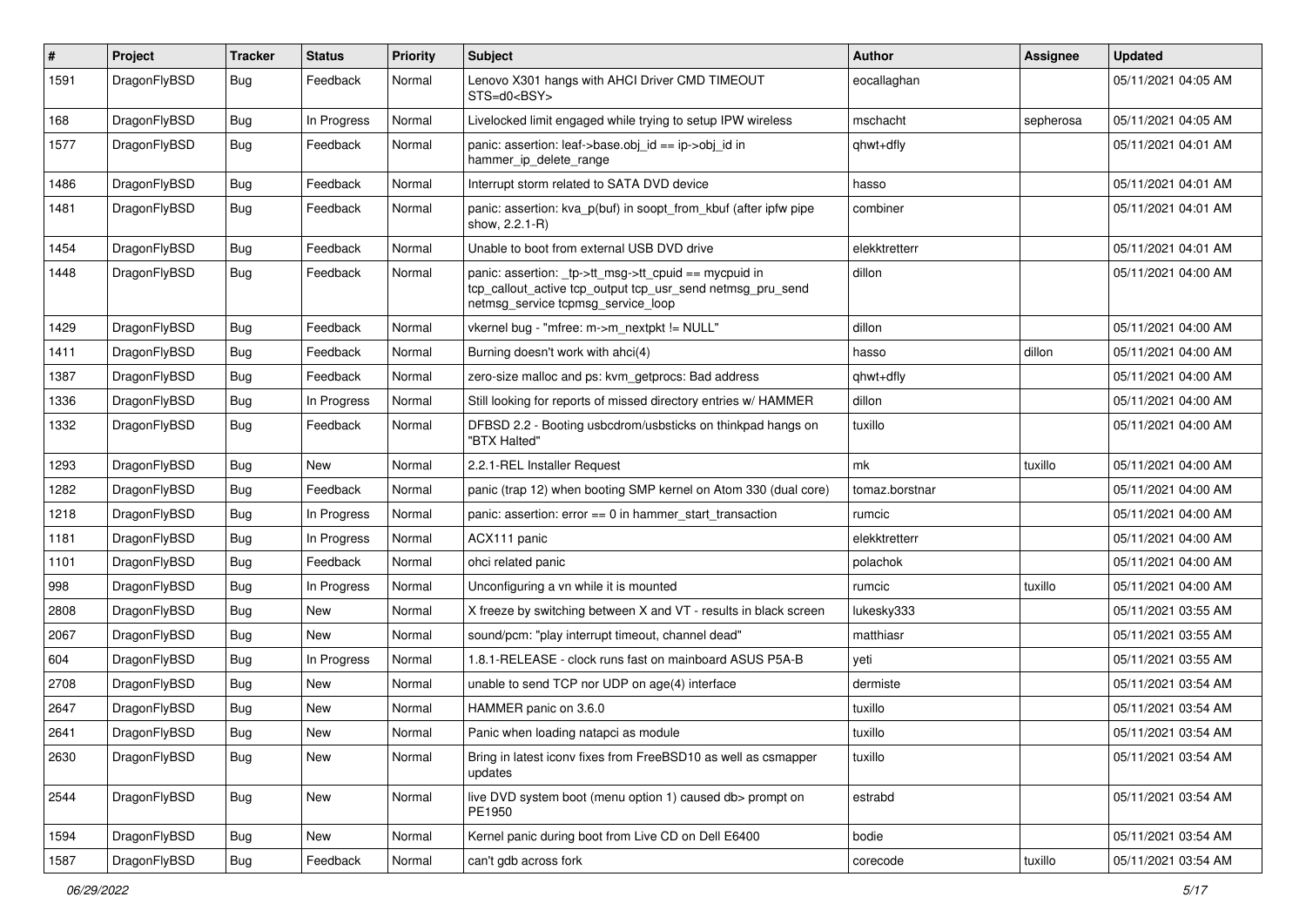| # | Project | Tracker | Status | Priority | Subject | Author | Assignee | Updated |
|---|---|---|---|---|---|---|---|---|
| 1591 | DragonFlyBSD | Bug | Feedback | Normal | Lenovo X301 hangs with AHCI Driver CMD TIMEOUT STS=d0<BSY> | eocallaghan | | 05/11/2021 04:05 AM |
| 168 | DragonFlyBSD | Bug | In Progress | Normal | Livelocked limit engaged while trying to setup IPW wireless | mschacht | sepherosa | 05/11/2021 04:05 AM |
| 1577 | DragonFlyBSD | Bug | Feedback | Normal | panic: assertion: leaf->base.obj_id == ip->obj_id in hammer_ip_delete_range | qhwt+dfly | | 05/11/2021 04:01 AM |
| 1486 | DragonFlyBSD | Bug | Feedback | Normal | Interrupt storm related to SATA DVD device | hasso | | 05/11/2021 04:01 AM |
| 1481 | DragonFlyBSD | Bug | Feedback | Normal | panic: assertion: kva_p(buf) in soopt_from_kbuf (after ipfw pipe show, 2.2.1-R) | combiner | | 05/11/2021 04:01 AM |
| 1454 | DragonFlyBSD | Bug | Feedback | Normal | Unable to boot from external USB DVD drive | elekktretterr | | 05/11/2021 04:01 AM |
| 1448 | DragonFlyBSD | Bug | Feedback | Normal | panic: assertion: _tp->tt_msg->tt_cpuid == mycpuid in tcp_callout_active tcp_output tcp_usr_send netmsg_pru_send netmsg_service tcpmsg_service_loop | dillon | | 05/11/2021 04:00 AM |
| 1429 | DragonFlyBSD | Bug | Feedback | Normal | vkernel bug - "mfree: m->m_nextpkt != NULL" | dillon | | 05/11/2021 04:00 AM |
| 1411 | DragonFlyBSD | Bug | Feedback | Normal | Burning doesn't work with ahci(4) | hasso | dillon | 05/11/2021 04:00 AM |
| 1387 | DragonFlyBSD | Bug | Feedback | Normal | zero-size malloc and ps: kvm_getprocs: Bad address | qhwt+dfly | | 05/11/2021 04:00 AM |
| 1336 | DragonFlyBSD | Bug | In Progress | Normal | Still looking for reports of missed directory entries w/ HAMMER | dillon | | 05/11/2021 04:00 AM |
| 1332 | DragonFlyBSD | Bug | Feedback | Normal | DFBSD 2.2 - Booting usbcdrom/usbsticks on thinkpad hangs on "BTX Halted" | tuxillo | | 05/11/2021 04:00 AM |
| 1293 | DragonFlyBSD | Bug | New | Normal | 2.2.1-REL Installer Request | mk | tuxillo | 05/11/2021 04:00 AM |
| 1282 | DragonFlyBSD | Bug | Feedback | Normal | panic (trap 12) when booting SMP kernel on Atom 330 (dual core) | tomaz.borstnar | | 05/11/2021 04:00 AM |
| 1218 | DragonFlyBSD | Bug | In Progress | Normal | panic: assertion: error == 0 in hammer_start_transaction | rumcic | | 05/11/2021 04:00 AM |
| 1181 | DragonFlyBSD | Bug | In Progress | Normal | ACX111 panic | elekktretterr | | 05/11/2021 04:00 AM |
| 1101 | DragonFlyBSD | Bug | Feedback | Normal | ohci related panic | polachok | | 05/11/2021 04:00 AM |
| 998 | DragonFlyBSD | Bug | In Progress | Normal | Unconfiguring a vn while it is mounted | rumcic | tuxillo | 05/11/2021 04:00 AM |
| 2808 | DragonFlyBSD | Bug | New | Normal | X freeze by switching between X and VT - results in black screen | lukesky333 | | 05/11/2021 03:55 AM |
| 2067 | DragonFlyBSD | Bug | New | Normal | sound/pcm: "play interrupt timeout, channel dead" | matthiasr | | 05/11/2021 03:55 AM |
| 604 | DragonFlyBSD | Bug | In Progress | Normal | 1.8.1-RELEASE - clock runs fast on mainboard ASUS P5A-B | yeti | | 05/11/2021 03:55 AM |
| 2708 | DragonFlyBSD | Bug | New | Normal | unable to send TCP nor UDP on age(4) interface | dermiste | | 05/11/2021 03:54 AM |
| 2647 | DragonFlyBSD | Bug | New | Normal | HAMMER panic on 3.6.0 | tuxillo | | 05/11/2021 03:54 AM |
| 2641 | DragonFlyBSD | Bug | New | Normal | Panic when loading natapci as module | tuxillo | | 05/11/2021 03:54 AM |
| 2630 | DragonFlyBSD | Bug | New | Normal | Bring in latest iconv fixes from FreeBSD10 as well as csmapper updates | tuxillo | | 05/11/2021 03:54 AM |
| 2544 | DragonFlyBSD | Bug | New | Normal | live DVD system boot (menu option 1) caused db> prompt on PE1950 | estrabd | | 05/11/2021 03:54 AM |
| 1594 | DragonFlyBSD | Bug | New | Normal | Kernel panic during boot from Live CD on Dell E6400 | bodie | | 05/11/2021 03:54 AM |
| 1587 | DragonFlyBSD | Bug | Feedback | Normal | can't gdb across fork | corecode | tuxillo | 05/11/2021 03:54 AM |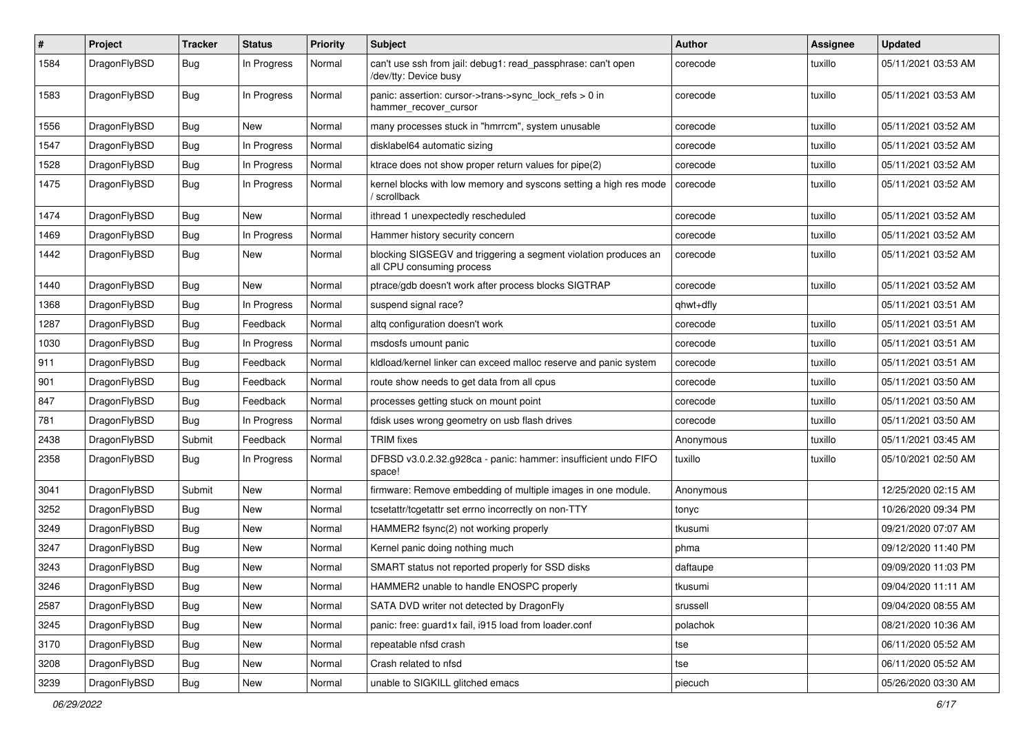| # | Project | Tracker | Status | Priority | Subject | Author | Assignee | Updated |
|---|---|---|---|---|---|---|---|---|
| 1584 | DragonFlyBSD | Bug | In Progress | Normal | can't use ssh from jail: debug1: read_passphrase: can't open /dev/tty: Device busy | corecode | tuxillo | 05/11/2021 03:53 AM |
| 1583 | DragonFlyBSD | Bug | In Progress | Normal | panic: assertion: cursor->trans->sync_lock_refs > 0 in hammer_recover_cursor | corecode | tuxillo | 05/11/2021 03:53 AM |
| 1556 | DragonFlyBSD | Bug | New | Normal | many processes stuck in "hmrrcm", system unusable | corecode | tuxillo | 05/11/2021 03:52 AM |
| 1547 | DragonFlyBSD | Bug | In Progress | Normal | disklabel64 automatic sizing | corecode | tuxillo | 05/11/2021 03:52 AM |
| 1528 | DragonFlyBSD | Bug | In Progress | Normal | ktrace does not show proper return values for pipe(2) | corecode | tuxillo | 05/11/2021 03:52 AM |
| 1475 | DragonFlyBSD | Bug | In Progress | Normal | kernel blocks with low memory and syscons setting a high res mode / scrollback | corecode | tuxillo | 05/11/2021 03:52 AM |
| 1474 | DragonFlyBSD | Bug | New | Normal | ithread 1 unexpectedly rescheduled | corecode | tuxillo | 05/11/2021 03:52 AM |
| 1469 | DragonFlyBSD | Bug | In Progress | Normal | Hammer history security concern | corecode | tuxillo | 05/11/2021 03:52 AM |
| 1442 | DragonFlyBSD | Bug | New | Normal | blocking SIGSEGV and triggering a segment violation produces an all CPU consuming process | corecode | tuxillo | 05/11/2021 03:52 AM |
| 1440 | DragonFlyBSD | Bug | New | Normal | ptrace/gdb doesn't work after process blocks SIGTRAP | corecode | tuxillo | 05/11/2021 03:52 AM |
| 1368 | DragonFlyBSD | Bug | In Progress | Normal | suspend signal race? | qhwt+dfly | | 05/11/2021 03:51 AM |
| 1287 | DragonFlyBSD | Bug | Feedback | Normal | altq configuration doesn't work | corecode | tuxillo | 05/11/2021 03:51 AM |
| 1030 | DragonFlyBSD | Bug | In Progress | Normal | msdosfs umount panic | corecode | tuxillo | 05/11/2021 03:51 AM |
| 911 | DragonFlyBSD | Bug | Feedback | Normal | kldload/kernel linker can exceed malloc reserve and panic system | corecode | tuxillo | 05/11/2021 03:51 AM |
| 901 | DragonFlyBSD | Bug | Feedback | Normal | route show needs to get data from all cpus | corecode | tuxillo | 05/11/2021 03:50 AM |
| 847 | DragonFlyBSD | Bug | Feedback | Normal | processes getting stuck on mount point | corecode | tuxillo | 05/11/2021 03:50 AM |
| 781 | DragonFlyBSD | Bug | In Progress | Normal | fdisk uses wrong geometry on usb flash drives | corecode | tuxillo | 05/11/2021 03:50 AM |
| 2438 | DragonFlyBSD | Submit | Feedback | Normal | TRIM fixes | Anonymous | tuxillo | 05/11/2021 03:45 AM |
| 2358 | DragonFlyBSD | Bug | In Progress | Normal | DFBSD v3.0.2.32.g928ca - panic: hammer: insufficient undo FIFO space! | tuxillo | tuxillo | 05/10/2021 02:50 AM |
| 3041 | DragonFlyBSD | Submit | New | Normal | firmware: Remove embedding of multiple images in one module. | Anonymous | | 12/25/2020 02:15 AM |
| 3252 | DragonFlyBSD | Bug | New | Normal | tcsetattr/tcgetattr set errno incorrectly on non-TTY | tonyc | | 10/26/2020 09:34 PM |
| 3249 | DragonFlyBSD | Bug | New | Normal | HAMMER2 fsync(2) not working properly | tkusumi | | 09/21/2020 07:07 AM |
| 3247 | DragonFlyBSD | Bug | New | Normal | Kernel panic doing nothing much | phma | | 09/12/2020 11:40 PM |
| 3243 | DragonFlyBSD | Bug | New | Normal | SMART status not reported properly for SSD disks | daftaupe | | 09/09/2020 11:03 PM |
| 3246 | DragonFlyBSD | Bug | New | Normal | HAMMER2 unable to handle ENOSPC properly | tkusumi | | 09/04/2020 11:11 AM |
| 2587 | DragonFlyBSD | Bug | New | Normal | SATA DVD writer not detected by DragonFly | srussell | | 09/04/2020 08:55 AM |
| 3245 | DragonFlyBSD | Bug | New | Normal | panic: free: guard1x fail, i915 load from loader.conf | polachok | | 08/21/2020 10:36 AM |
| 3170 | DragonFlyBSD | Bug | New | Normal | repeatable nfsd crash | tse | | 06/11/2020 05:52 AM |
| 3208 | DragonFlyBSD | Bug | New | Normal | Crash related to nfsd | tse | | 06/11/2020 05:52 AM |
| 3239 | DragonFlyBSD | Bug | New | Normal | unable to SIGKILL glitched emacs | piecuch | | 05/26/2020 03:30 AM |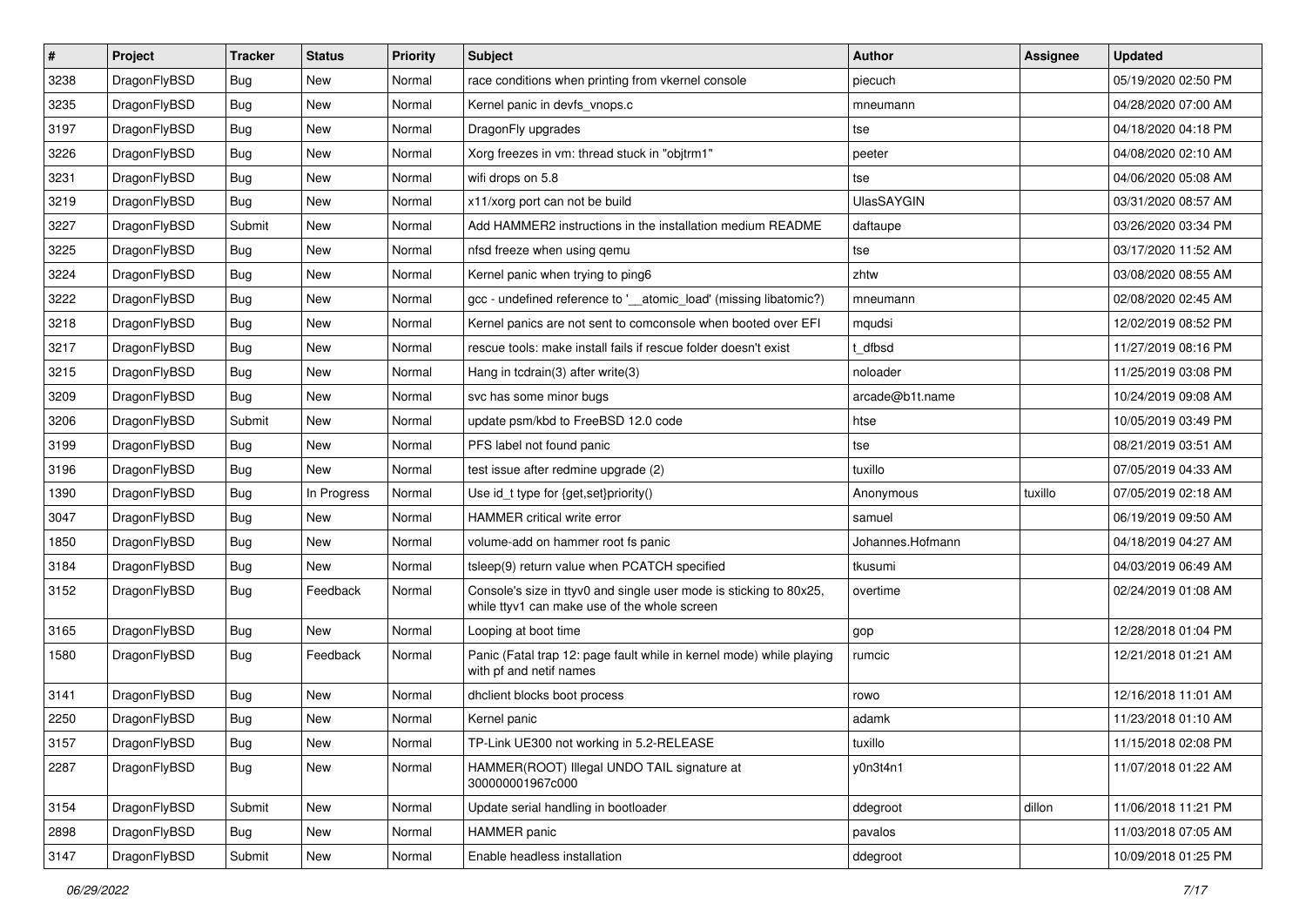| # | Project | Tracker | Status | Priority | Subject | Author | Assignee | Updated |
|---|---|---|---|---|---|---|---|---|
| 3238 | DragonFlyBSD | Bug | New | Normal | race conditions when printing from vkernel console | piecuch | | 05/19/2020 02:50 PM |
| 3235 | DragonFlyBSD | Bug | New | Normal | Kernel panic in devfs_vnops.c | mneumann | | 04/28/2020 07:00 AM |
| 3197 | DragonFlyBSD | Bug | New | Normal | DragonFly upgrades | tse | | 04/18/2020 04:18 PM |
| 3226 | DragonFlyBSD | Bug | New | Normal | Xorg freezes in vm: thread stuck in "objtrm1" | peeter | | 04/08/2020 02:10 AM |
| 3231 | DragonFlyBSD | Bug | New | Normal | wifi drops on 5.8 | tse | | 04/06/2020 05:08 AM |
| 3219 | DragonFlyBSD | Bug | New | Normal | x11/xorg port can not be build | UlasSAYGIN | | 03/31/2020 08:57 AM |
| 3227 | DragonFlyBSD | Submit | New | Normal | Add HAMMER2 instructions in the installation medium README | daftaupe | | 03/26/2020 03:34 PM |
| 3225 | DragonFlyBSD | Bug | New | Normal | nfsd freeze when using qemu | tse | | 03/17/2020 11:52 AM |
| 3224 | DragonFlyBSD | Bug | New | Normal | Kernel panic when trying to ping6 | zhtw | | 03/08/2020 08:55 AM |
| 3222 | DragonFlyBSD | Bug | New | Normal | gcc - undefined reference to '__atomic_load' (missing libatomic?) | mneumann | | 02/08/2020 02:45 AM |
| 3218 | DragonFlyBSD | Bug | New | Normal | Kernel panics are not sent to comconsole when booted over EFI | mqudsi | | 12/02/2019 08:52 PM |
| 3217 | DragonFlyBSD | Bug | New | Normal | rescue tools: make install fails if rescue folder doesn't exist | t_dfbsd | | 11/27/2019 08:16 PM |
| 3215 | DragonFlyBSD | Bug | New | Normal | Hang in tcdrain(3) after write(3) | noloader | | 11/25/2019 03:08 PM |
| 3209 | DragonFlyBSD | Bug | New | Normal | svc has some minor bugs | arcade@b1t.name | | 10/24/2019 09:08 AM |
| 3206 | DragonFlyBSD | Submit | New | Normal | update psm/kbd to FreeBSD 12.0 code | htse | | 10/05/2019 03:49 PM |
| 3199 | DragonFlyBSD | Bug | New | Normal | PFS label not found panic | tse | | 08/21/2019 03:51 AM |
| 3196 | DragonFlyBSD | Bug | New | Normal | test issue after redmine upgrade (2) | tuxillo | | 07/05/2019 04:33 AM |
| 1390 | DragonFlyBSD | Bug | In Progress | Normal | Use id_t type for {get,set}priority() | Anonymous | tuxillo | 07/05/2019 02:18 AM |
| 3047 | DragonFlyBSD | Bug | New | Normal | HAMMER critical write error | samuel | | 06/19/2019 09:50 AM |
| 1850 | DragonFlyBSD | Bug | New | Normal | volume-add on hammer root fs panic | Johannes.Hofmann | | 04/18/2019 04:27 AM |
| 3184 | DragonFlyBSD | Bug | New | Normal | tsleep(9) return value when PCATCH specified | tkusumi | | 04/03/2019 06:49 AM |
| 3152 | DragonFlyBSD | Bug | Feedback | Normal | Console's size in ttyv0 and single user mode is sticking to 80x25, while ttyv1 can make use of the whole screen | overtime | | 02/24/2019 01:08 AM |
| 3165 | DragonFlyBSD | Bug | New | Normal | Looping at boot time | gop | | 12/28/2018 01:04 PM |
| 1580 | DragonFlyBSD | Bug | Feedback | Normal | Panic (Fatal trap 12: page fault while in kernel mode) while playing with pf and netif names | rumcic | | 12/21/2018 01:21 AM |
| 3141 | DragonFlyBSD | Bug | New | Normal | dhclient blocks boot process | rowo | | 12/16/2018 11:01 AM |
| 2250 | DragonFlyBSD | Bug | New | Normal | Kernel panic | adamk | | 11/23/2018 01:10 AM |
| 3157 | DragonFlyBSD | Bug | New | Normal | TP-Link UE300 not working in 5.2-RELEASE | tuxillo | | 11/15/2018 02:08 PM |
| 2287 | DragonFlyBSD | Bug | New | Normal | HAMMER(ROOT) Illegal UNDO TAIL signature at 300000001967c000 | y0n3t4n1 | | 11/07/2018 01:22 AM |
| 3154 | DragonFlyBSD | Submit | New | Normal | Update serial handling in bootloader | ddegroot | dillon | 11/06/2018 11:21 PM |
| 2898 | DragonFlyBSD | Bug | New | Normal | HAMMER panic | pavalos | | 11/03/2018 07:05 AM |
| 3147 | DragonFlyBSD | Submit | New | Normal | Enable headless installation | ddegroot | | 10/09/2018 01:25 PM |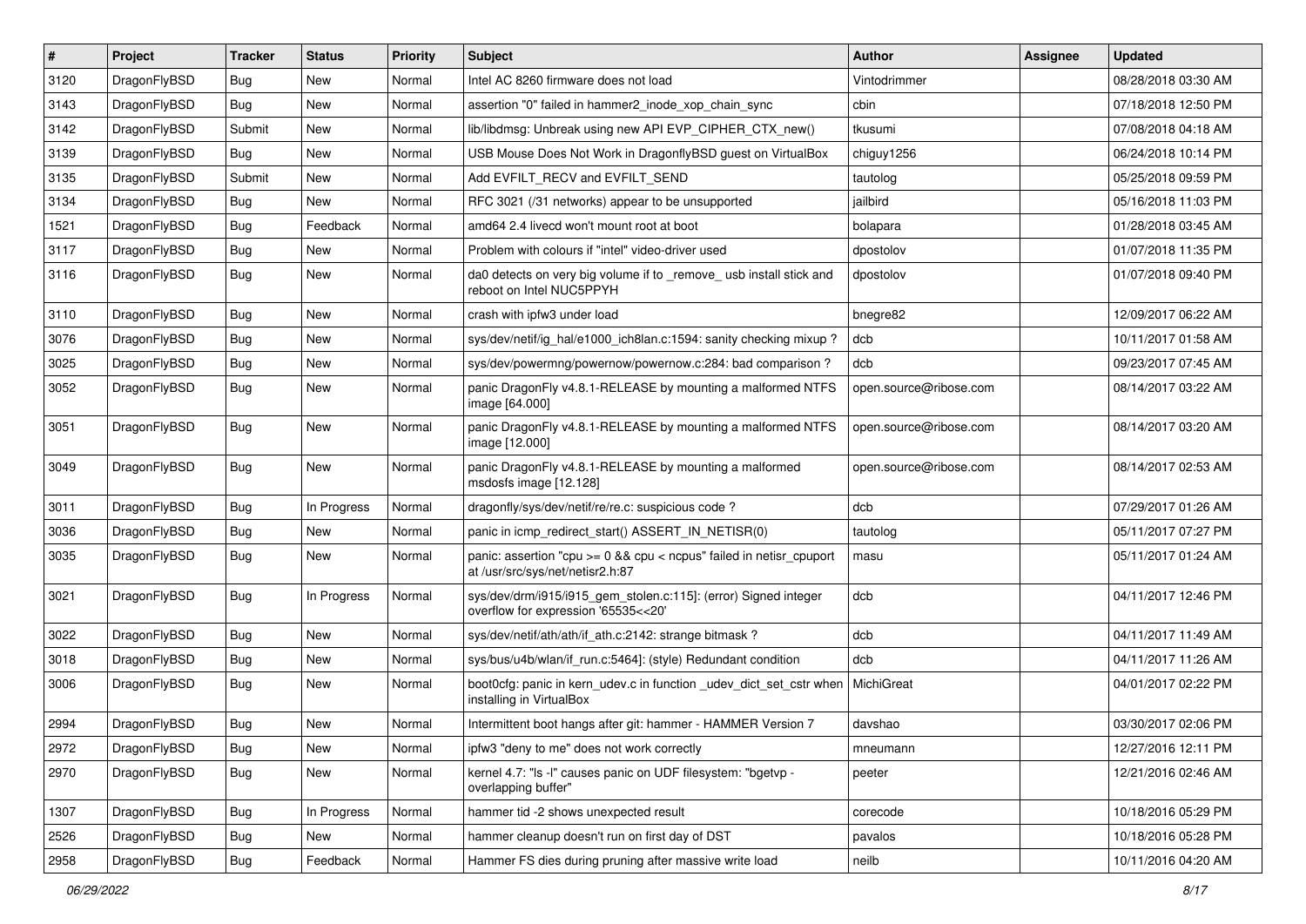| # | Project | Tracker | Status | Priority | Subject | Author | Assignee | Updated |
|---|---|---|---|---|---|---|---|---|
| 3120 | DragonFlyBSD | Bug | New | Normal | Intel AC 8260 firmware does not load | Vintodrimmer | | 08/28/2018 03:30 AM |
| 3143 | DragonFlyBSD | Bug | New | Normal | assertion "0" failed in hammer2_inode_xop_chain_sync | cbin | | 07/18/2018 12:50 PM |
| 3142 | DragonFlyBSD | Submit | New | Normal | lib/libdmsg: Unbreak using new API EVP_CIPHER_CTX_new() | tkusumi | | 07/08/2018 04:18 AM |
| 3139 | DragonFlyBSD | Bug | New | Normal | USB Mouse Does Not Work in DragonflyBSD guest on VirtualBox | chiguy1256 | | 06/24/2018 10:14 PM |
| 3135 | DragonFlyBSD | Submit | New | Normal | Add EVFILT_RECV and EVFILT_SEND | tautolog | | 05/25/2018 09:59 PM |
| 3134 | DragonFlyBSD | Bug | New | Normal | RFC 3021 (/31 networks) appear to be unsupported | jailbird | | 05/16/2018 11:03 PM |
| 1521 | DragonFlyBSD | Bug | Feedback | Normal | amd64 2.4 livecd won't mount root at boot | bolapara | | 01/28/2018 03:45 AM |
| 3117 | DragonFlyBSD | Bug | New | Normal | Problem with colours if "intel" video-driver used | dpostolov | | 01/07/2018 11:35 PM |
| 3116 | DragonFlyBSD | Bug | New | Normal | da0 detects on very big volume if to _remove_ usb install stick and reboot on Intel NUC5PPYH | dpostolov | | 01/07/2018 09:40 PM |
| 3110 | DragonFlyBSD | Bug | New | Normal | crash with ipfw3 under load | bnegre82 | | 12/09/2017 06:22 AM |
| 3076 | DragonFlyBSD | Bug | New | Normal | sys/dev/netif/ig_hal/e1000_ich8lan.c:1594: sanity checking mixup ? | dcb | | 10/11/2017 01:58 AM |
| 3025 | DragonFlyBSD | Bug | New | Normal | sys/dev/powermng/powernow/powernow.c:284: bad comparison ? | dcb | | 09/23/2017 07:45 AM |
| 3052 | DragonFlyBSD | Bug | New | Normal | panic DragonFly v4.8.1-RELEASE by mounting a malformed NTFS image [64.000] | open.source@ribose.com | | 08/14/2017 03:22 AM |
| 3051 | DragonFlyBSD | Bug | New | Normal | panic DragonFly v4.8.1-RELEASE by mounting a malformed NTFS image [12.000] | open.source@ribose.com | | 08/14/2017 03:20 AM |
| 3049 | DragonFlyBSD | Bug | New | Normal | panic DragonFly v4.8.1-RELEASE by mounting a malformed msdosfs image [12.128] | open.source@ribose.com | | 08/14/2017 02:53 AM |
| 3011 | DragonFlyBSD | Bug | In Progress | Normal | dragonfly/sys/dev/netif/re/re.c: suspicious code ? | dcb | | 07/29/2017 01:26 AM |
| 3036 | DragonFlyBSD | Bug | New | Normal | panic in icmp_redirect_start() ASSERT_IN_NETISR(0) | tautolog | | 05/11/2017 07:27 PM |
| 3035 | DragonFlyBSD | Bug | New | Normal | panic: assertion "cpu >= 0 && cpu < ncpus" failed in netisr_cpuport at /usr/src/sys/net/netisr2.h:87 | masu | | 05/11/2017 01:24 AM |
| 3021 | DragonFlyBSD | Bug | In Progress | Normal | sys/dev/drm/i915/i915_gem_stolen.c:115]: (error) Signed integer overflow for expression '65535<<20' | dcb | | 04/11/2017 12:46 PM |
| 3022 | DragonFlyBSD | Bug | New | Normal | sys/dev/netif/ath/ath/if_ath.c:2142: strange bitmask ? | dcb | | 04/11/2017 11:49 AM |
| 3018 | DragonFlyBSD | Bug | New | Normal | sys/bus/u4b/wlan/if_run.c:5464]: (style) Redundant condition | dcb | | 04/11/2017 11:26 AM |
| 3006 | DragonFlyBSD | Bug | New | Normal | boot0cfg: panic in kern_udev.c in function _udev_dict_set_cstr when installing in VirtualBox | MichiGreat | | 04/01/2017 02:22 PM |
| 2994 | DragonFlyBSD | Bug | New | Normal | Intermittent boot hangs after git: hammer - HAMMER Version 7 | davshao | | 03/30/2017 02:06 PM |
| 2972 | DragonFlyBSD | Bug | New | Normal | ipfw3 "deny to me" does not work correctly | mneumann | | 12/27/2016 12:11 PM |
| 2970 | DragonFlyBSD | Bug | New | Normal | kernel 4.7: "ls -l" causes panic on UDF filesystem: "bgetvp - overlapping buffer" | peeter | | 12/21/2016 02:46 AM |
| 1307 | DragonFlyBSD | Bug | In Progress | Normal | hammer tid -2 shows unexpected result | corecode | | 10/18/2016 05:29 PM |
| 2526 | DragonFlyBSD | Bug | New | Normal | hammer cleanup doesn't run on first day of DST | pavalos | | 10/18/2016 05:28 PM |
| 2958 | DragonFlyBSD | Bug | Feedback | Normal | Hammer FS dies during pruning after massive write load | neilb | | 10/11/2016 04:20 AM |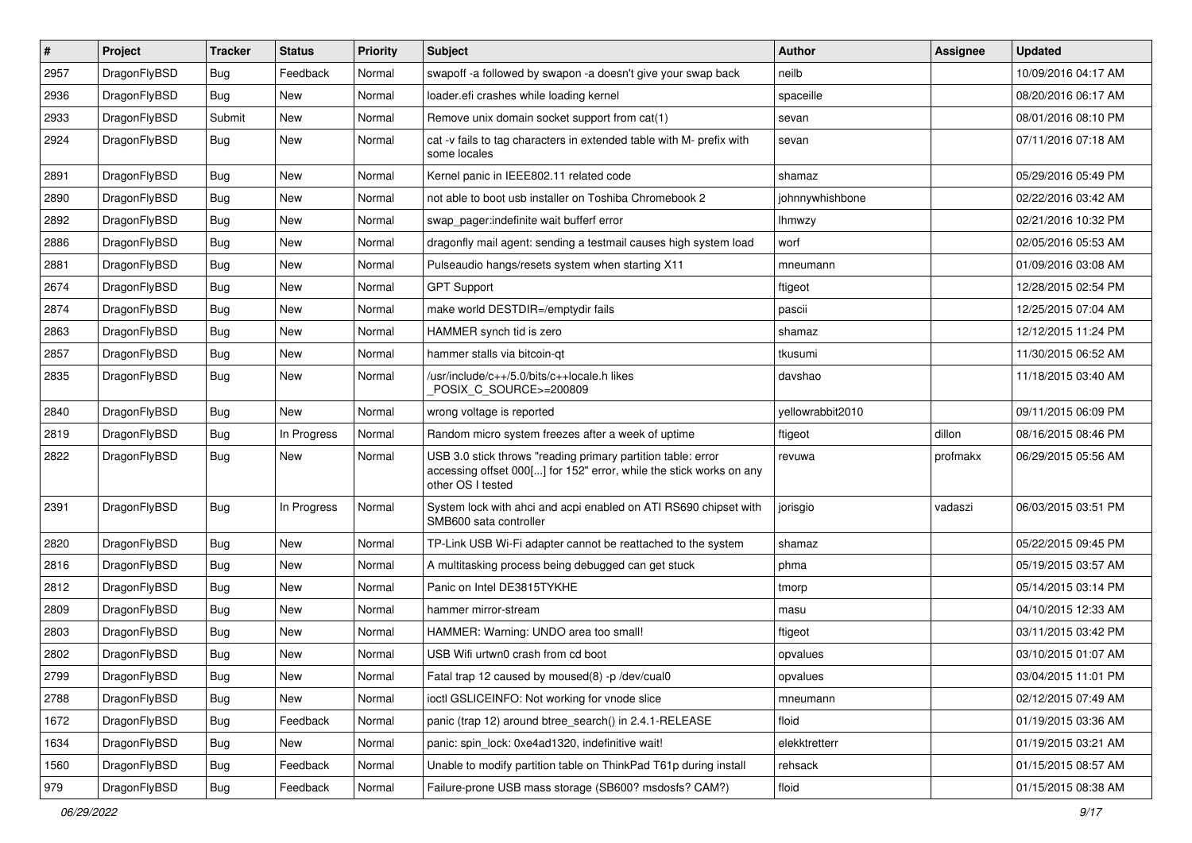| # | Project | Tracker | Status | Priority | Subject | Author | Assignee | Updated |
|---|---|---|---|---|---|---|---|---|
| 2957 | DragonFlyBSD | Bug | Feedback | Normal | swapoff -a followed by swapon -a doesn't give your swap back | neilb | | 10/09/2016 04:17 AM |
| 2936 | DragonFlyBSD | Bug | New | Normal | loader.efi crashes while loading kernel | spaceille | | 08/20/2016 06:17 AM |
| 2933 | DragonFlyBSD | Submit | New | Normal | Remove unix domain socket support from cat(1) | sevan | | 08/01/2016 08:10 PM |
| 2924 | DragonFlyBSD | Bug | New | Normal | cat -v fails to tag characters in extended table with M- prefix with some locales | sevan | | 07/11/2016 07:18 AM |
| 2891 | DragonFlyBSD | Bug | New | Normal | Kernel panic in IEEE802.11 related code | shamaz | | 05/29/2016 05:49 PM |
| 2890 | DragonFlyBSD | Bug | New | Normal | not able to boot usb installer on Toshiba Chromebook 2 | johnnywhishbone | | 02/22/2016 03:42 AM |
| 2892 | DragonFlyBSD | Bug | New | Normal | swap_pager:indefinite wait bufferf error | lhmwzy | | 02/21/2016 10:32 PM |
| 2886 | DragonFlyBSD | Bug | New | Normal | dragonfly mail agent: sending a testmail causes high system load | worf | | 02/05/2016 05:53 AM |
| 2881 | DragonFlyBSD | Bug | New | Normal | Pulseaudio hangs/resets system when starting X11 | mneumann | | 01/09/2016 03:08 AM |
| 2674 | DragonFlyBSD | Bug | New | Normal | GPT Support | ftigeot | | 12/28/2015 02:54 PM |
| 2874 | DragonFlyBSD | Bug | New | Normal | make world DESTDIR=/emptydir fails | pascii | | 12/25/2015 07:04 AM |
| 2863 | DragonFlyBSD | Bug | New | Normal | HAMMER synch tid is zero | shamaz | | 12/12/2015 11:24 PM |
| 2857 | DragonFlyBSD | Bug | New | Normal | hammer stalls via bitcoin-qt | tkusumi | | 11/30/2015 06:52 AM |
| 2835 | DragonFlyBSD | Bug | New | Normal | /usr/include/c++/5.0/bits/c++locale.h likes _POSIX_C_SOURCE>=200809 | davshao | | 11/18/2015 03:40 AM |
| 2840 | DragonFlyBSD | Bug | New | Normal | wrong voltage is reported | yellowrabbit2010 | | 09/11/2015 06:09 PM |
| 2819 | DragonFlyBSD | Bug | In Progress | Normal | Random micro system freezes after a week of uptime | ftigeot | dillon | 08/16/2015 08:46 PM |
| 2822 | DragonFlyBSD | Bug | New | Normal | USB 3.0 stick throws "reading primary partition table: error accessing offset 000[...] for 152" error, while the stick works on any other OS I tested | revuwa | profmakx | 06/29/2015 05:56 AM |
| 2391 | DragonFlyBSD | Bug | In Progress | Normal | System lock with ahci and acpi enabled on ATI RS690 chipset with SMB600 sata controller | jorisgio | vadaszi | 06/03/2015 03:51 PM |
| 2820 | DragonFlyBSD | Bug | New | Normal | TP-Link USB Wi-Fi adapter cannot be reattached to the system | shamaz | | 05/22/2015 09:45 PM |
| 2816 | DragonFlyBSD | Bug | New | Normal | A multitasking process being debugged can get stuck | phma | | 05/19/2015 03:57 AM |
| 2812 | DragonFlyBSD | Bug | New | Normal | Panic on Intel DE3815TYKHE | tmorp | | 05/14/2015 03:14 PM |
| 2809 | DragonFlyBSD | Bug | New | Normal | hammer mirror-stream | masu | | 04/10/2015 12:33 AM |
| 2803 | DragonFlyBSD | Bug | New | Normal | HAMMER: Warning: UNDO area too small! | ftigeot | | 03/11/2015 03:42 PM |
| 2802 | DragonFlyBSD | Bug | New | Normal | USB Wifi urtwn0 crash from cd boot | opvalues | | 03/10/2015 01:07 AM |
| 2799 | DragonFlyBSD | Bug | New | Normal | Fatal trap 12 caused by moused(8) -p /dev/cual0 | opvalues | | 03/04/2015 11:01 PM |
| 2788 | DragonFlyBSD | Bug | New | Normal | ioctl GSLICEINFO: Not working for vnode slice | mneumann | | 02/12/2015 07:49 AM |
| 1672 | DragonFlyBSD | Bug | Feedback | Normal | panic (trap 12) around btree_search() in 2.4.1-RELEASE | floid | | 01/19/2015 03:36 AM |
| 1634 | DragonFlyBSD | Bug | New | Normal | panic: spin_lock: 0xe4ad1320, indefinitive wait! | elekktretterr | | 01/19/2015 03:21 AM |
| 1560 | DragonFlyBSD | Bug | Feedback | Normal | Unable to modify partition table on ThinkPad T61p during install | rehsack | | 01/15/2015 08:57 AM |
| 979 | DragonFlyBSD | Bug | Feedback | Normal | Failure-prone USB mass storage (SB600? msdosfs? CAM?) | floid | | 01/15/2015 08:38 AM |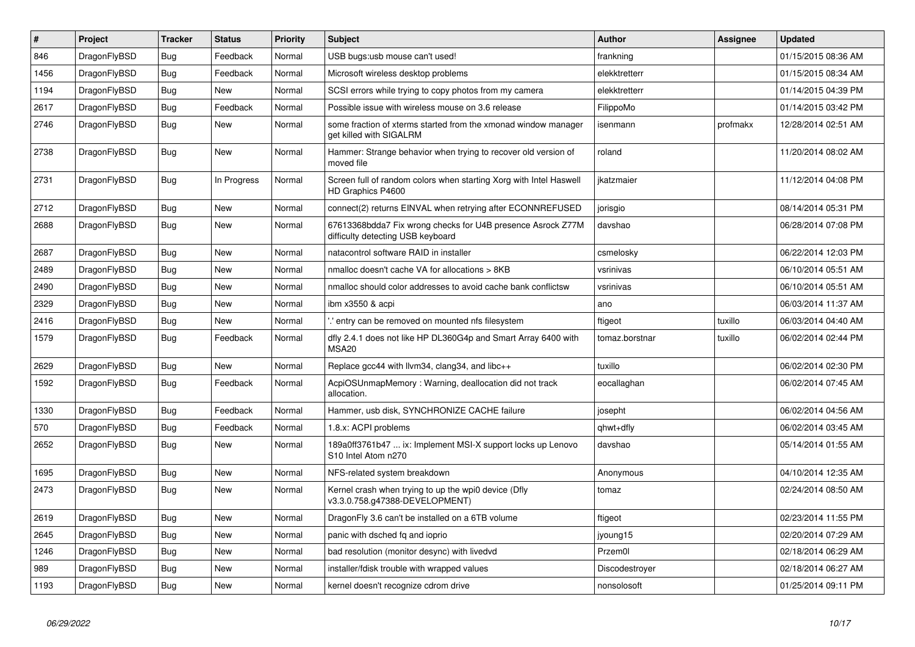| # | Project | Tracker | Status | Priority | Subject | Author | Assignee | Updated |
|---|---|---|---|---|---|---|---|---|
| 846 | DragonFlyBSD | Bug | Feedback | Normal | USB bugs:usb mouse can't used! | frankning | | 01/15/2015 08:36 AM |
| 1456 | DragonFlyBSD | Bug | Feedback | Normal | Microsoft wireless desktop problems | elekktretterr | | 01/15/2015 08:34 AM |
| 1194 | DragonFlyBSD | Bug | New | Normal | SCSI errors while trying to copy photos from my camera | elekktretterr | | 01/14/2015 04:39 PM |
| 2617 | DragonFlyBSD | Bug | Feedback | Normal | Possible issue with wireless mouse on 3.6 release | FilippoMo | | 01/14/2015 03:42 PM |
| 2746 | DragonFlyBSD | Bug | New | Normal | some fraction of xterms started from the xmonad window manager get killed with SIGALRM | isenmann | profmakx | 12/28/2014 02:51 AM |
| 2738 | DragonFlyBSD | Bug | New | Normal | Hammer: Strange behavior when trying to recover old version of moved file | roland | | 11/20/2014 08:02 AM |
| 2731 | DragonFlyBSD | Bug | In Progress | Normal | Screen full of random colors when starting Xorg with Intel Haswell HD Graphics P4600 | jkatzmaier | | 11/12/2014 04:08 PM |
| 2712 | DragonFlyBSD | Bug | New | Normal | connect(2) returns EINVAL when retrying after ECONNREFUSED | jorisgio | | 08/14/2014 05:31 PM |
| 2688 | DragonFlyBSD | Bug | New | Normal | 67613368bdda7 Fix wrong checks for U4B presence Asrock Z77M difficulty detecting USB keyboard | davshao | | 06/28/2014 07:08 PM |
| 2687 | DragonFlyBSD | Bug | New | Normal | natacontrol software RAID in installer | csmelosky | | 06/22/2014 12:03 PM |
| 2489 | DragonFlyBSD | Bug | New | Normal | nmalloc doesn't cache VA for allocations > 8KB | vsrinivas | | 06/10/2014 05:51 AM |
| 2490 | DragonFlyBSD | Bug | New | Normal | nmalloc should color addresses to avoid cache bank conflictsw | vsrinivas | | 06/10/2014 05:51 AM |
| 2329 | DragonFlyBSD | Bug | New | Normal | ibm x3550 & acpi | ano | | 06/03/2014 11:37 AM |
| 2416 | DragonFlyBSD | Bug | New | Normal | '.' entry can be removed on mounted nfs filesystem | ftigeot | tuxillo | 06/03/2014 04:40 AM |
| 1579 | DragonFlyBSD | Bug | Feedback | Normal | dfly 2.4.1 does not like HP DL360G4p and Smart Array 6400 with MSA20 | tomaz.borstnar | tuxillo | 06/02/2014 02:44 PM |
| 2629 | DragonFlyBSD | Bug | New | Normal | Replace gcc44 with llvm34, clang34, and libc++ | tuxillo | | 06/02/2014 02:30 PM |
| 1592 | DragonFlyBSD | Bug | Feedback | Normal | AcpiOSUnmapMemory : Warning, deallocation did not track allocation. | eocallaghan | | 06/02/2014 07:45 AM |
| 1330 | DragonFlyBSD | Bug | Feedback | Normal | Hammer, usb disk, SYNCHRONIZE CACHE failure | josepht | | 06/02/2014 04:56 AM |
| 570 | DragonFlyBSD | Bug | Feedback | Normal | 1.8.x: ACPI problems | qhwt+dfly | | 06/02/2014 03:45 AM |
| 2652 | DragonFlyBSD | Bug | New | Normal | 189a0ff3761b47 ... ix: Implement MSI-X support locks up Lenovo S10 Intel Atom n270 | davshao | | 05/14/2014 01:55 AM |
| 1695 | DragonFlyBSD | Bug | New | Normal | NFS-related system breakdown | Anonymous | | 04/10/2014 12:35 AM |
| 2473 | DragonFlyBSD | Bug | New | Normal | Kernel crash when trying to up the wpi0 device (Dfly v3.3.0.758.g47388-DEVELOPMENT) | tomaz | | 02/24/2014 08:50 AM |
| 2619 | DragonFlyBSD | Bug | New | Normal | DragonFly 3.6 can't be installed on a 6TB volume | ftigeot | | 02/23/2014 11:55 PM |
| 2645 | DragonFlyBSD | Bug | New | Normal | panic with dsched fq and ioprio | jyoung15 | | 02/20/2014 07:29 AM |
| 1246 | DragonFlyBSD | Bug | New | Normal | bad resolution (monitor desync) with livedvd | Przem0l | | 02/18/2014 06:29 AM |
| 989 | DragonFlyBSD | Bug | New | Normal | installer/fdisk trouble with wrapped values | Discodestroyer | | 02/18/2014 06:27 AM |
| 1193 | DragonFlyBSD | Bug | New | Normal | kernel doesn't recognize cdrom drive | nonsolosoft | | 01/25/2014 09:11 PM |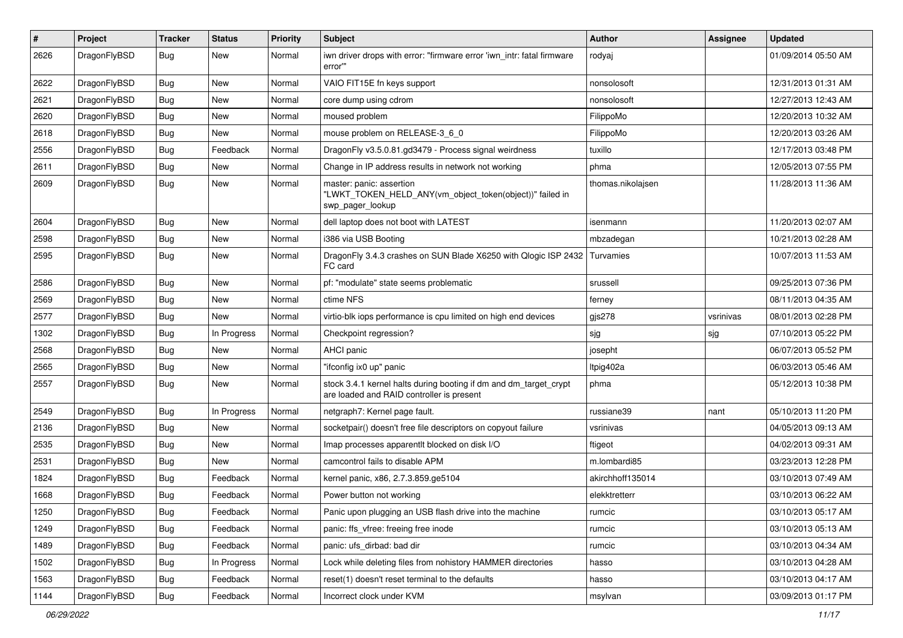| # | Project | Tracker | Status | Priority | Subject | Author | Assignee | Updated |
|---|---|---|---|---|---|---|---|---|
| 2626 | DragonFlyBSD | Bug | New | Normal | iwn driver drops with error: "firmware error 'iwn_intr: fatal firmware error'" | rodyaj | | 01/09/2014 05:50 AM |
| 2622 | DragonFlyBSD | Bug | New | Normal | VAIO FIT15E fn keys support | nonsolosoft | | 12/31/2013 01:31 AM |
| 2621 | DragonFlyBSD | Bug | New | Normal | core dump using cdrom | nonsolosoft | | 12/27/2013 12:43 AM |
| 2620 | DragonFlyBSD | Bug | New | Normal | moused problem | FilippoMo | | 12/20/2013 10:32 AM |
| 2618 | DragonFlyBSD | Bug | New | Normal | mouse problem on RELEASE-3_6_0 | FilippoMo | | 12/20/2013 03:26 AM |
| 2556 | DragonFlyBSD | Bug | Feedback | Normal | DragonFly v3.5.0.81.gd3479 - Process signal weirdness | tuxillo | | 12/17/2013 03:48 PM |
| 2611 | DragonFlyBSD | Bug | New | Normal | Change in IP address results in network not working | phma | | 12/05/2013 07:55 PM |
| 2609 | DragonFlyBSD | Bug | New | Normal | master: panic: assertion "LWKT_TOKEN_HELD_ANY(vm_object_token(object))" failed in swp_pager_lookup | thomas.nikolajsen | | 11/28/2013 11:36 AM |
| 2604 | DragonFlyBSD | Bug | New | Normal | dell laptop does not boot with LATEST | isenmann | | 11/20/2013 02:07 AM |
| 2598 | DragonFlyBSD | Bug | New | Normal | i386 via USB Booting | mbzadegan | | 10/21/2013 02:28 AM |
| 2595 | DragonFlyBSD | Bug | New | Normal | DragonFly 3.4.3 crashes on SUN Blade X6250 with Qlogic ISP 2432 FC card | Turvamies | | 10/07/2013 11:53 AM |
| 2586 | DragonFlyBSD | Bug | New | Normal | pf: "modulate" state seems problematic | srussell | | 09/25/2013 07:36 PM |
| 2569 | DragonFlyBSD | Bug | New | Normal | ctime NFS | ferney | | 08/11/2013 04:35 AM |
| 2577 | DragonFlyBSD | Bug | New | Normal | virtio-blk iops performance is cpu limited on high end devices | gjs278 | vsrinivas | 08/01/2013 02:28 PM |
| 1302 | DragonFlyBSD | Bug | In Progress | Normal | Checkpoint regression? | sjg | sjg | 07/10/2013 05:22 PM |
| 2568 | DragonFlyBSD | Bug | New | Normal | AHCI panic | josepht | | 06/07/2013 05:52 PM |
| 2565 | DragonFlyBSD | Bug | New | Normal | "ifconfig ix0 up" panic | ltpig402a | | 06/03/2013 05:46 AM |
| 2557 | DragonFlyBSD | Bug | New | Normal | stock 3.4.1 kernel halts during booting if dm and dm_target_crypt are loaded and RAID controller is present | phma | | 05/12/2013 10:38 PM |
| 2549 | DragonFlyBSD | Bug | In Progress | Normal | netgraph7: Kernel page fault. | russiane39 | nant | 05/10/2013 11:20 PM |
| 2136 | DragonFlyBSD | Bug | New | Normal | socketpair() doesn't free file descriptors on copyout failure | vsrinivas | | 04/05/2013 09:13 AM |
| 2535 | DragonFlyBSD | Bug | New | Normal | Imap processes apparentlt blocked on disk I/O | ftigeot | | 04/02/2013 09:31 AM |
| 2531 | DragonFlyBSD | Bug | New | Normal | camcontrol fails to disable APM | m.lombardi85 | | 03/23/2013 12:28 PM |
| 1824 | DragonFlyBSD | Bug | Feedback | Normal | kernel panic, x86, 2.7.3.859.ge5104 | akirchhoff135014 | | 03/10/2013 07:49 AM |
| 1668 | DragonFlyBSD | Bug | Feedback | Normal | Power button not working | elekktretterr | | 03/10/2013 06:22 AM |
| 1250 | DragonFlyBSD | Bug | Feedback | Normal | Panic upon plugging an USB flash drive into the machine | rumcic | | 03/10/2013 05:17 AM |
| 1249 | DragonFlyBSD | Bug | Feedback | Normal | panic: ffs_vfree: freeing free inode | rumcic | | 03/10/2013 05:13 AM |
| 1489 | DragonFlyBSD | Bug | Feedback | Normal | panic: ufs_dirbad: bad dir | rumcic | | 03/10/2013 04:34 AM |
| 1502 | DragonFlyBSD | Bug | In Progress | Normal | Lock while deleting files from nohistory HAMMER directories | hasso | | 03/10/2013 04:28 AM |
| 1563 | DragonFlyBSD | Bug | Feedback | Normal | reset(1) doesn't reset terminal to the defaults | hasso | | 03/10/2013 04:17 AM |
| 1144 | DragonFlyBSD | Bug | Feedback | Normal | Incorrect clock under KVM | msylvan | | 03/09/2013 01:17 PM |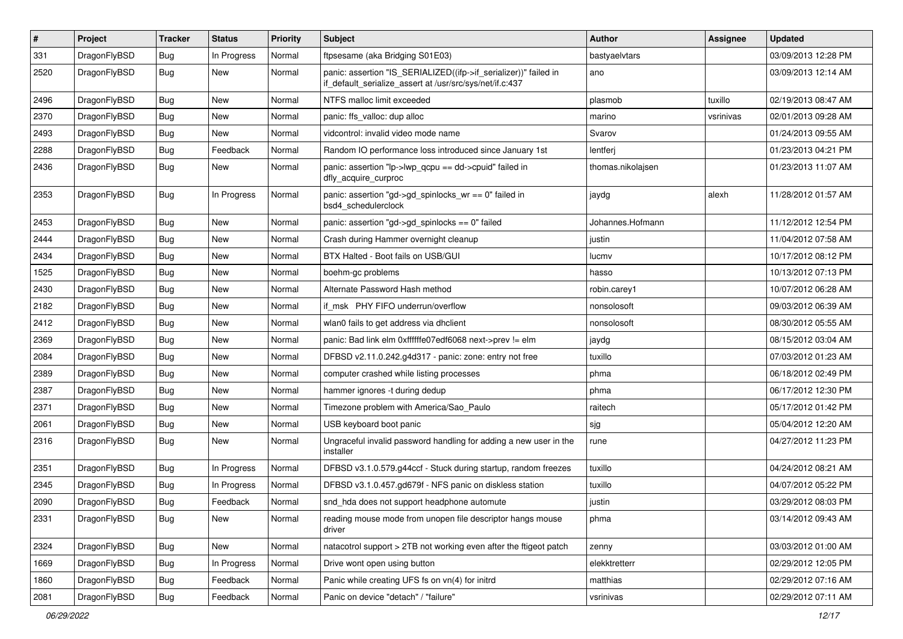| # | Project | Tracker | Status | Priority | Subject | Author | Assignee | Updated |
|---|---|---|---|---|---|---|---|---|
| 331 | DragonFlyBSD | Bug | In Progress | Normal | ftpsesame (aka Bridging S01E03) | bastyaelvtars | | 03/09/2013 12:28 PM |
| 2520 | DragonFlyBSD | Bug | New | Normal | panic: assertion "IS_SERIALIZED((ifp->if_serializer))" failed in if_default_serialize_assert at /usr/src/sys/net/if.c:437 | ano | | 03/09/2013 12:14 AM |
| 2496 | DragonFlyBSD | Bug | New | Normal | NTFS malloc limit exceeded | plasmob | tuxillo | 02/19/2013 08:47 AM |
| 2370 | DragonFlyBSD | Bug | New | Normal | panic: ffs_valloc: dup alloc | marino | vsrinivas | 02/01/2013 09:28 AM |
| 2493 | DragonFlyBSD | Bug | New | Normal | vidcontrol: invalid video mode name | Svarov | | 01/24/2013 09:55 AM |
| 2288 | DragonFlyBSD | Bug | Feedback | Normal | Random IO performance loss introduced since January 1st | lentferj | | 01/23/2013 04:21 PM |
| 2436 | DragonFlyBSD | Bug | New | Normal | panic: assertion "lp->lwp_qcpu == dd->cpuid" failed in dfly_acquire_curproc | thomas.nikolajsen | | 01/23/2013 11:07 AM |
| 2353 | DragonFlyBSD | Bug | In Progress | Normal | panic: assertion "gd->gd_spinlocks_wr == 0" failed in bsd4_schedulerclock | jaydg | alexh | 11/28/2012 01:57 AM |
| 2453 | DragonFlyBSD | Bug | New | Normal | panic: assertion "gd->gd_spinlocks == 0" failed | Johannes.Hofmann | | 11/12/2012 12:54 PM |
| 2444 | DragonFlyBSD | Bug | New | Normal | Crash during Hammer overnight cleanup | justin | | 11/04/2012 07:58 AM |
| 2434 | DragonFlyBSD | Bug | New | Normal | BTX Halted - Boot fails on USB/GUI | lucmv | | 10/17/2012 08:12 PM |
| 1525 | DragonFlyBSD | Bug | New | Normal | boehm-gc problems | hasso | | 10/13/2012 07:13 PM |
| 2430 | DragonFlyBSD | Bug | New | Normal | Alternate Password Hash method | robin.carey1 | | 10/07/2012 06:28 AM |
| 2182 | DragonFlyBSD | Bug | New | Normal | if_msk PHY FIFO underrun/overflow | nonsolosoft | | 09/03/2012 06:39 AM |
| 2412 | DragonFlyBSD | Bug | New | Normal | wlan0 fails to get address via dhclient | nonsolosoft | | 08/30/2012 05:55 AM |
| 2369 | DragonFlyBSD | Bug | New | Normal | panic: Bad link elm 0xffffffe07edf6068 next->prev != elm | jaydg | | 08/15/2012 03:04 AM |
| 2084 | DragonFlyBSD | Bug | New | Normal | DFBSD v2.11.0.242.g4d317 - panic: zone: entry not free | tuxillo | | 07/03/2012 01:23 AM |
| 2389 | DragonFlyBSD | Bug | New | Normal | computer crashed while listing processes | phma | | 06/18/2012 02:49 PM |
| 2387 | DragonFlyBSD | Bug | New | Normal | hammer ignores -t during dedup | phma | | 06/17/2012 12:30 PM |
| 2371 | DragonFlyBSD | Bug | New | Normal | Timezone problem with America/Sao_Paulo | raitech | | 05/17/2012 01:42 PM |
| 2061 | DragonFlyBSD | Bug | New | Normal | USB keyboard boot panic | sjg | | 05/04/2012 12:20 AM |
| 2316 | DragonFlyBSD | Bug | New | Normal | Ungraceful invalid password handling for adding a new user in the installer | rune | | 04/27/2012 11:23 PM |
| 2351 | DragonFlyBSD | Bug | In Progress | Normal | DFBSD v3.1.0.579.g44ccf - Stuck during startup, random freezes | tuxillo | | 04/24/2012 08:21 AM |
| 2345 | DragonFlyBSD | Bug | In Progress | Normal | DFBSD v3.1.0.457.gd679f - NFS panic on diskless station | tuxillo | | 04/07/2012 05:22 PM |
| 2090 | DragonFlyBSD | Bug | Feedback | Normal | snd_hda does not support headphone automute | justin | | 03/29/2012 08:03 PM |
| 2331 | DragonFlyBSD | Bug | New | Normal | reading mouse mode from unopen file descriptor hangs mouse driver | phma | | 03/14/2012 09:43 AM |
| 2324 | DragonFlyBSD | Bug | New | Normal | natacotrol support > 2TB not working even after the ftigeot patch | zenny | | 03/03/2012 01:00 AM |
| 1669 | DragonFlyBSD | Bug | In Progress | Normal | Drive wont open using button | elekktretterr | | 02/29/2012 12:05 PM |
| 1860 | DragonFlyBSD | Bug | Feedback | Normal | Panic while creating UFS fs on vn(4) for initrd | matthias | | 02/29/2012 07:16 AM |
| 2081 | DragonFlyBSD | Bug | Feedback | Normal | Panic on device "detach" / "failure" | vsrinivas | | 02/29/2012 07:11 AM |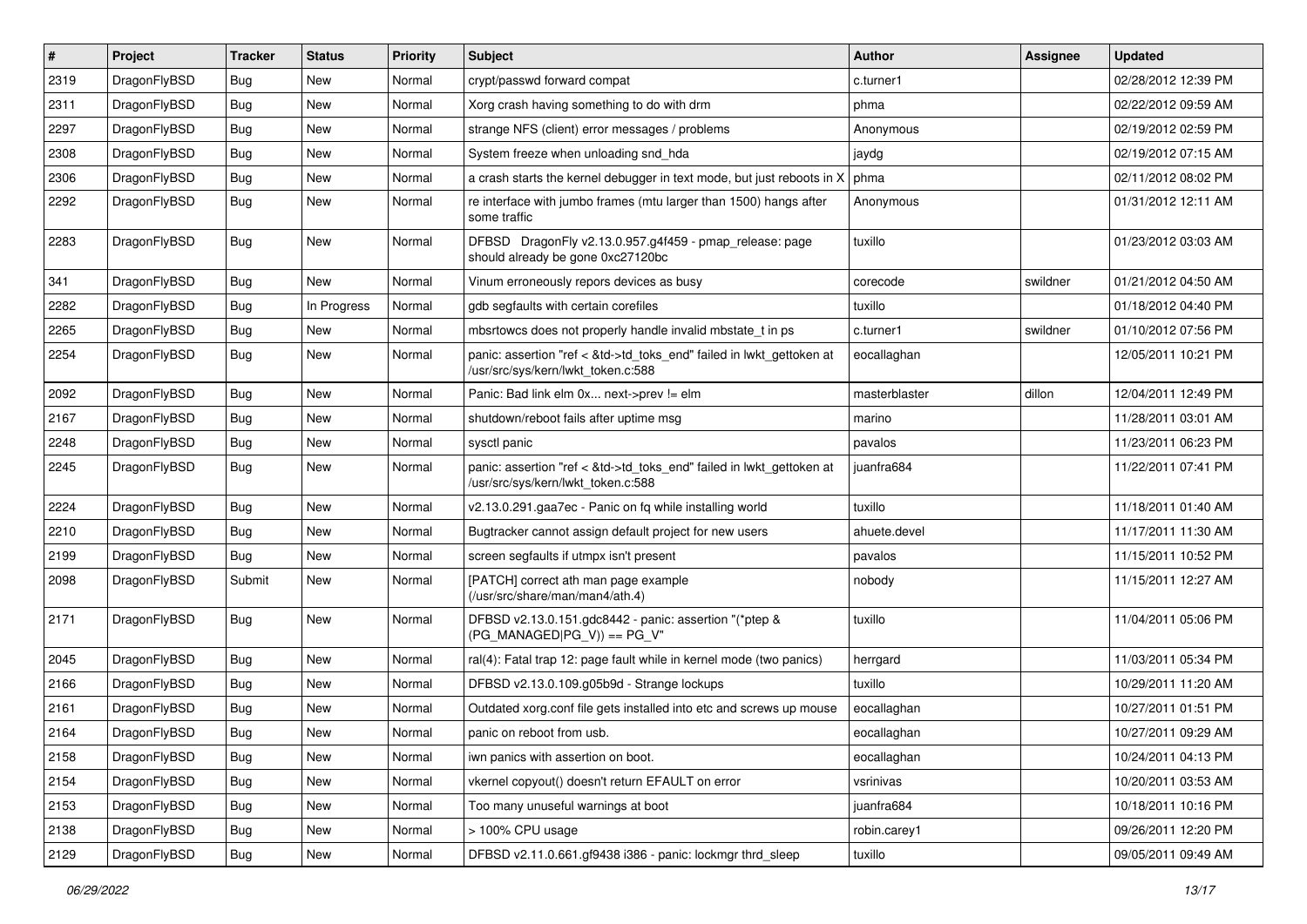| # | Project | Tracker | Status | Priority | Subject | Author | Assignee | Updated |
|---|---|---|---|---|---|---|---|---|
| 2319 | DragonFlyBSD | Bug | New | Normal | crypt/passwd forward compat | c.turner1 | | 02/28/2012 12:39 PM |
| 2311 | DragonFlyBSD | Bug | New | Normal | Xorg crash having something to do with drm | phma | | 02/22/2012 09:59 AM |
| 2297 | DragonFlyBSD | Bug | New | Normal | strange NFS (client) error messages / problems | Anonymous | | 02/19/2012 02:59 PM |
| 2308 | DragonFlyBSD | Bug | New | Normal | System freeze when unloading snd_hda | jaydg | | 02/19/2012 07:15 AM |
| 2306 | DragonFlyBSD | Bug | New | Normal | a crash starts the kernel debugger in text mode, but just reboots in X | phma | | 02/11/2012 08:02 PM |
| 2292 | DragonFlyBSD | Bug | New | Normal | re interface with jumbo frames (mtu larger than 1500) hangs after some traffic | Anonymous | | 01/31/2012 12:11 AM |
| 2283 | DragonFlyBSD | Bug | New | Normal | DFBSD DragonFly v2.13.0.957.g4f459 - pmap_release: page should already be gone 0xc27120bc | tuxillo | | 01/23/2012 03:03 AM |
| 341 | DragonFlyBSD | Bug | New | Normal | Vinum erroneously repors devices as busy | corecode | swildner | 01/21/2012 04:50 AM |
| 2282 | DragonFlyBSD | Bug | In Progress | Normal | gdb segfaults with certain corefiles | tuxillo | | 01/18/2012 04:40 PM |
| 2265 | DragonFlyBSD | Bug | New | Normal | mbsrtowcs does not properly handle invalid mbstate_t in ps | c.turner1 | swildner | 01/10/2012 07:56 PM |
| 2254 | DragonFlyBSD | Bug | New | Normal | panic: assertion "ref < &td->td_toks_end" failed in lwkt_gettoken at /usr/src/sys/kern/lwkt_token.c:588 | eocallaghan | | 12/05/2011 10:21 PM |
| 2092 | DragonFlyBSD | Bug | New | Normal | Panic: Bad link elm 0x... next->prev != elm | masterblaster | dillon | 12/04/2011 12:49 PM |
| 2167 | DragonFlyBSD | Bug | New | Normal | shutdown/reboot fails after uptime msg | marino | | 11/28/2011 03:01 AM |
| 2248 | DragonFlyBSD | Bug | New | Normal | sysctl panic | pavalos | | 11/23/2011 06:23 PM |
| 2245 | DragonFlyBSD | Bug | New | Normal | panic: assertion "ref < &td->td_toks_end" failed in lwkt_gettoken at /usr/src/sys/kern/lwkt_token.c:588 | juanfra684 | | 11/22/2011 07:41 PM |
| 2224 | DragonFlyBSD | Bug | New | Normal | v2.13.0.291.gaa7ec - Panic on fq while installing world | tuxillo | | 11/18/2011 01:40 AM |
| 2210 | DragonFlyBSD | Bug | New | Normal | Bugtracker cannot assign default project for new users | ahuete.devel | | 11/17/2011 11:30 AM |
| 2199 | DragonFlyBSD | Bug | New | Normal | screen segfaults if utmpx isn't present | pavalos | | 11/15/2011 10:52 PM |
| 2098 | DragonFlyBSD | Submit | New | Normal | [PATCH] correct ath man page example (/usr/src/share/man/man4/ath.4) | nobody | | 11/15/2011 12:27 AM |
| 2171 | DragonFlyBSD | Bug | New | Normal | DFBSD v2.13.0.151.gdc8442 - panic: assertion "(*ptep & (PG_MANAGED\|PG_V)) == PG_V" | tuxillo | | 11/04/2011 05:06 PM |
| 2045 | DragonFlyBSD | Bug | New | Normal | ral(4): Fatal trap 12: page fault while in kernel mode (two panics) | herrgard | | 11/03/2011 05:34 PM |
| 2166 | DragonFlyBSD | Bug | New | Normal | DFBSD v2.13.0.109.g05b9d - Strange lockups | tuxillo | | 10/29/2011 11:20 AM |
| 2161 | DragonFlyBSD | Bug | New | Normal | Outdated xorg.conf file gets installed into etc and screws up mouse | eocallaghan | | 10/27/2011 01:51 PM |
| 2164 | DragonFlyBSD | Bug | New | Normal | panic on reboot from usb. | eocallaghan | | 10/27/2011 09:29 AM |
| 2158 | DragonFlyBSD | Bug | New | Normal | iwn panics with assertion on boot. | eocallaghan | | 10/24/2011 04:13 PM |
| 2154 | DragonFlyBSD | Bug | New | Normal | vkernel copyout() doesn't return EFAULT on error | vsrinivas | | 10/20/2011 03:53 AM |
| 2153 | DragonFlyBSD | Bug | New | Normal | Too many unuseful warnings at boot | juanfra684 | | 10/18/2011 10:16 PM |
| 2138 | DragonFlyBSD | Bug | New | Normal | > 100% CPU usage | robin.carey1 | | 09/26/2011 12:20 PM |
| 2129 | DragonFlyBSD | Bug | New | Normal | DFBSD v2.11.0.661.gf9438 i386 - panic: lockmgr thrd_sleep | tuxillo | | 09/05/2011 09:49 AM |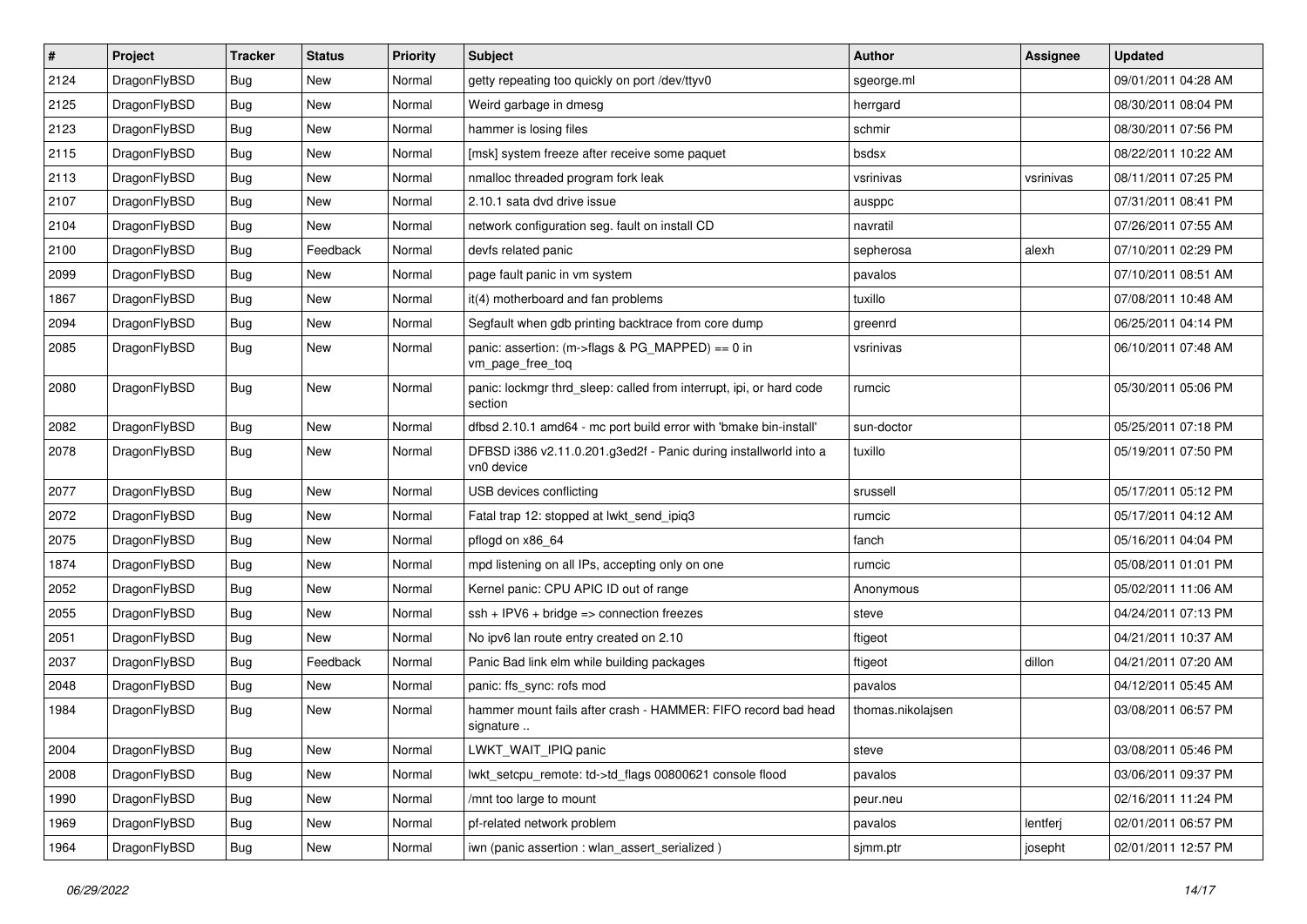| # | Project | Tracker | Status | Priority | Subject | Author | Assignee | Updated |
|---|---|---|---|---|---|---|---|---|
| 2124 | DragonFlyBSD | Bug | New | Normal | getty repeating too quickly on port /dev/ttyv0 | sgeorge.ml | | 09/01/2011 04:28 AM |
| 2125 | DragonFlyBSD | Bug | New | Normal | Weird garbage in dmesg | herrgard | | 08/30/2011 08:04 PM |
| 2123 | DragonFlyBSD | Bug | New | Normal | hammer is losing files | schmir | | 08/30/2011 07:56 PM |
| 2115 | DragonFlyBSD | Bug | New | Normal | [msk] system freeze after receive some paquet | bsdsx | | 08/22/2011 10:22 AM |
| 2113 | DragonFlyBSD | Bug | New | Normal | nmalloc threaded program fork leak | vsrinivas | vsrinivas | 08/11/2011 07:25 PM |
| 2107 | DragonFlyBSD | Bug | New | Normal | 2.10.1 sata dvd drive issue | ausppc | | 07/31/2011 08:41 PM |
| 2104 | DragonFlyBSD | Bug | New | Normal | network configuration seg. fault on install CD | navratil | | 07/26/2011 07:55 AM |
| 2100 | DragonFlyBSD | Bug | Feedback | Normal | devfs related panic | sepherosa | alexh | 07/10/2011 02:29 PM |
| 2099 | DragonFlyBSD | Bug | New | Normal | page fault panic in vm system | pavalos | | 07/10/2011 08:51 AM |
| 1867 | DragonFlyBSD | Bug | New | Normal | it(4) motherboard and fan problems | tuxillo | | 07/08/2011 10:48 AM |
| 2094 | DragonFlyBSD | Bug | New | Normal | Segfault when gdb printing backtrace from core dump | greenrd | | 06/25/2011 04:14 PM |
| 2085 | DragonFlyBSD | Bug | New | Normal | panic: assertion: (m->flags & PG_MAPPED) == 0 in vm_page_free_toq | vsrinivas | | 06/10/2011 07:48 AM |
| 2080 | DragonFlyBSD | Bug | New | Normal | panic: lockmgr thrd_sleep: called from interrupt, ipi, or hard code section | rumcic | | 05/30/2011 05:06 PM |
| 2082 | DragonFlyBSD | Bug | New | Normal | dfbsd 2.10.1 amd64 - mc port build error with 'bmake bin-install' | sun-doctor | | 05/25/2011 07:18 PM |
| 2078 | DragonFlyBSD | Bug | New | Normal | DFBSD i386 v2.11.0.201.g3ed2f - Panic during installworld into a vn0 device | tuxillo | | 05/19/2011 07:50 PM |
| 2077 | DragonFlyBSD | Bug | New | Normal | USB devices conflicting | srussell | | 05/17/2011 05:12 PM |
| 2072 | DragonFlyBSD | Bug | New | Normal | Fatal trap 12: stopped at lwkt_send_ipiq3 | rumcic | | 05/17/2011 04:12 AM |
| 2075 | DragonFlyBSD | Bug | New | Normal | pflogd on x86_64 | fanch | | 05/16/2011 04:04 PM |
| 1874 | DragonFlyBSD | Bug | New | Normal | mpd listening on all IPs, accepting only on one | rumcic | | 05/08/2011 01:01 PM |
| 2052 | DragonFlyBSD | Bug | New | Normal | Kernel panic: CPU APIC ID out of range | Anonymous | | 05/02/2011 11:06 AM |
| 2055 | DragonFlyBSD | Bug | New | Normal | ssh + IPV6 + bridge => connection freezes | steve | | 04/24/2011 07:13 PM |
| 2051 | DragonFlyBSD | Bug | New | Normal | No ipv6 lan route entry created on 2.10 | ftigeot | | 04/21/2011 10:37 AM |
| 2037 | DragonFlyBSD | Bug | Feedback | Normal | Panic Bad link elm while building packages | ftigeot | dillon | 04/21/2011 07:20 AM |
| 2048 | DragonFlyBSD | Bug | New | Normal | panic: ffs_sync: rofs mod | pavalos | | 04/12/2011 05:45 AM |
| 1984 | DragonFlyBSD | Bug | New | Normal | hammer mount fails after crash - HAMMER: FIFO record bad head signature .. | thomas.nikolajsen | | 03/08/2011 06:57 PM |
| 2004 | DragonFlyBSD | Bug | New | Normal | LWKT_WAIT_IPIQ panic | steve | | 03/08/2011 05:46 PM |
| 2008 | DragonFlyBSD | Bug | New | Normal | lwkt_setcpu_remote: td->td_flags 00800621 console flood | pavalos | | 03/06/2011 09:37 PM |
| 1990 | DragonFlyBSD | Bug | New | Normal | /mnt too large to mount | peur.neu | | 02/16/2011 11:24 PM |
| 1969 | DragonFlyBSD | Bug | New | Normal | pf-related network problem | pavalos | lentferj | 02/01/2011 06:57 PM |
| 1964 | DragonFlyBSD | Bug | New | Normal | iwn (panic assertion : wlan_assert_serialized ) | sjmm.ptr | josepht | 02/01/2011 12:57 PM |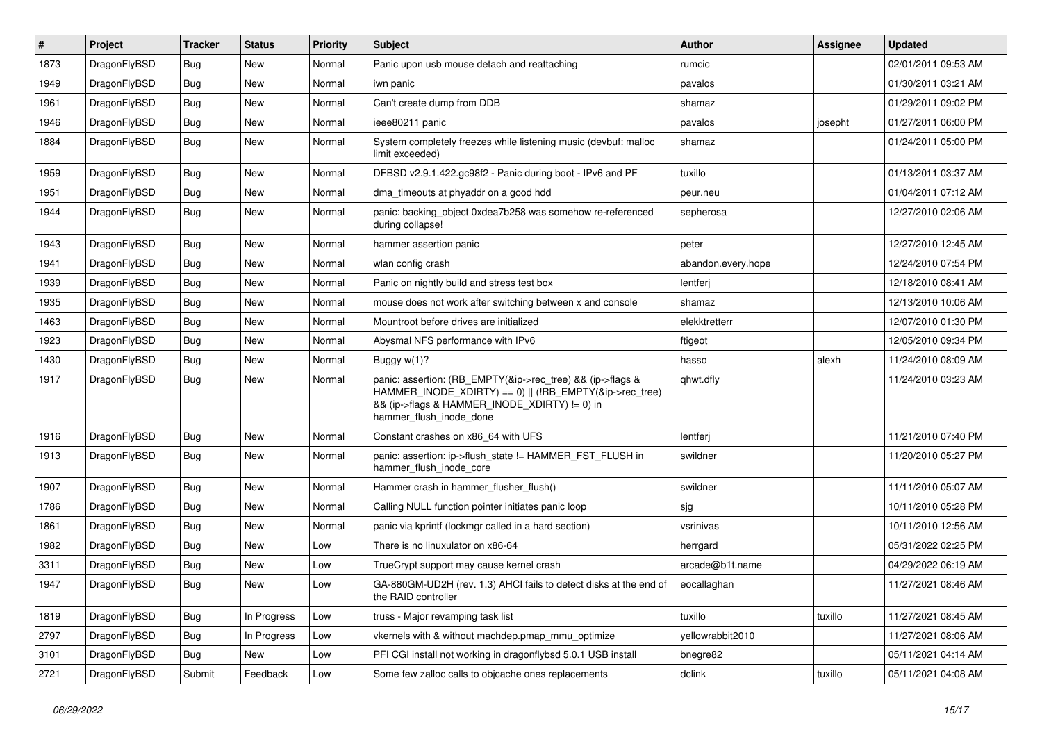| # | Project | Tracker | Status | Priority | Subject | Author | Assignee | Updated |
|---|---|---|---|---|---|---|---|---|
| 1873 | DragonFlyBSD | Bug | New | Normal | Panic upon usb mouse detach and reattaching | rumcic | | 02/01/2011 09:53 AM |
| 1949 | DragonFlyBSD | Bug | New | Normal | iwn panic | pavalos | | 01/30/2011 03:21 AM |
| 1961 | DragonFlyBSD | Bug | New | Normal | Can't create dump from DDB | shamaz | | 01/29/2011 09:02 PM |
| 1946 | DragonFlyBSD | Bug | New | Normal | ieee80211 panic | pavalos | josepht | 01/27/2011 06:00 PM |
| 1884 | DragonFlyBSD | Bug | New | Normal | System completely freezes while listening music (devbuf: malloc limit exceeded) | shamaz | | 01/24/2011 05:00 PM |
| 1959 | DragonFlyBSD | Bug | New | Normal | DFBSD v2.9.1.422.gc98f2 - Panic during boot - IPv6 and PF | tuxillo | | 01/13/2011 03:37 AM |
| 1951 | DragonFlyBSD | Bug | New | Normal | dma_timeouts at phyaddr on a good hdd | peur.neu | | 01/04/2011 07:12 AM |
| 1944 | DragonFlyBSD | Bug | New | Normal | panic: backing_object 0xdea7b258 was somehow re-referenced during collapse! | sepherosa | | 12/27/2010 02:06 AM |
| 1943 | DragonFlyBSD | Bug | New | Normal | hammer assertion panic | peter | | 12/27/2010 12:45 AM |
| 1941 | DragonFlyBSD | Bug | New | Normal | wlan config crash | abandon.every.hope | | 12/24/2010 07:54 PM |
| 1939 | DragonFlyBSD | Bug | New | Normal | Panic on nightly build and stress test box | lentferj | | 12/18/2010 08:41 AM |
| 1935 | DragonFlyBSD | Bug | New | Normal | mouse does not work after switching between x and console | shamaz | | 12/13/2010 10:06 AM |
| 1463 | DragonFlyBSD | Bug | New | Normal | Mountroot before drives are initialized | elekktretterr | | 12/07/2010 01:30 PM |
| 1923 | DragonFlyBSD | Bug | New | Normal | Abysmal NFS performance with IPv6 | ftigeot | | 12/05/2010 09:34 PM |
| 1430 | DragonFlyBSD | Bug | New | Normal | Buggy w(1)? | hasso | alexh | 11/24/2010 08:09 AM |
| 1917 | DragonFlyBSD | Bug | New | Normal | panic: assertion: (RB_EMPTY(&ip->rec_tree) && (ip->flags & HAMMER_INODE_XDIRTY) == 0) \|\| (!RB_EMPTY(&ip->rec_tree) && (ip->flags & HAMMER_INODE_XDIRTY) != 0) in hammer_flush_inode_done | qhwt.dfly | | 11/24/2010 03:23 AM |
| 1916 | DragonFlyBSD | Bug | New | Normal | Constant crashes on x86_64 with UFS | lentferj | | 11/21/2010 07:40 PM |
| 1913 | DragonFlyBSD | Bug | New | Normal | panic: assertion: ip->flush_state != HAMMER_FST_FLUSH in hammer_flush_inode_core | swildner | | 11/20/2010 05:27 PM |
| 1907 | DragonFlyBSD | Bug | New | Normal | Hammer crash in hammer_flusher_flush() | swildner | | 11/11/2010 05:07 AM |
| 1786 | DragonFlyBSD | Bug | New | Normal | Calling NULL function pointer initiates panic loop | sjg | | 10/11/2010 05:28 PM |
| 1861 | DragonFlyBSD | Bug | New | Normal | panic via kprintf (lockmgr called in a hard section) | vsrinivas | | 10/11/2010 12:56 AM |
| 1982 | DragonFlyBSD | Bug | New | Low | There is no linuxulator on x86-64 | herrgard | | 05/31/2022 02:25 PM |
| 3311 | DragonFlyBSD | Bug | New | Low | TrueCrypt support may cause kernel crash | arcade@b1t.name | | 04/29/2022 06:19 AM |
| 1947 | DragonFlyBSD | Bug | New | Low | GA-880GM-UD2H (rev. 1.3) AHCI fails to detect disks at the end of the RAID controller | eocallaghan | | 11/27/2021 08:46 AM |
| 1819 | DragonFlyBSD | Bug | In Progress | Low | truss - Major revamping task list | tuxillo | tuxillo | 11/27/2021 08:45 AM |
| 2797 | DragonFlyBSD | Bug | In Progress | Low | vkernels with & without machdep.pmap_mmu_optimize | yellowrabbit2010 | | 11/27/2021 08:06 AM |
| 3101 | DragonFlyBSD | Bug | New | Low | PFI CGI install not working in dragonflybsd 5.0.1 USB install | bnegre82 | | 05/11/2021 04:14 AM |
| 2721 | DragonFlyBSD | Submit | Feedback | Low | Some few zalloc calls to objcache ones replacements | dclink | tuxillo | 05/11/2021 04:08 AM |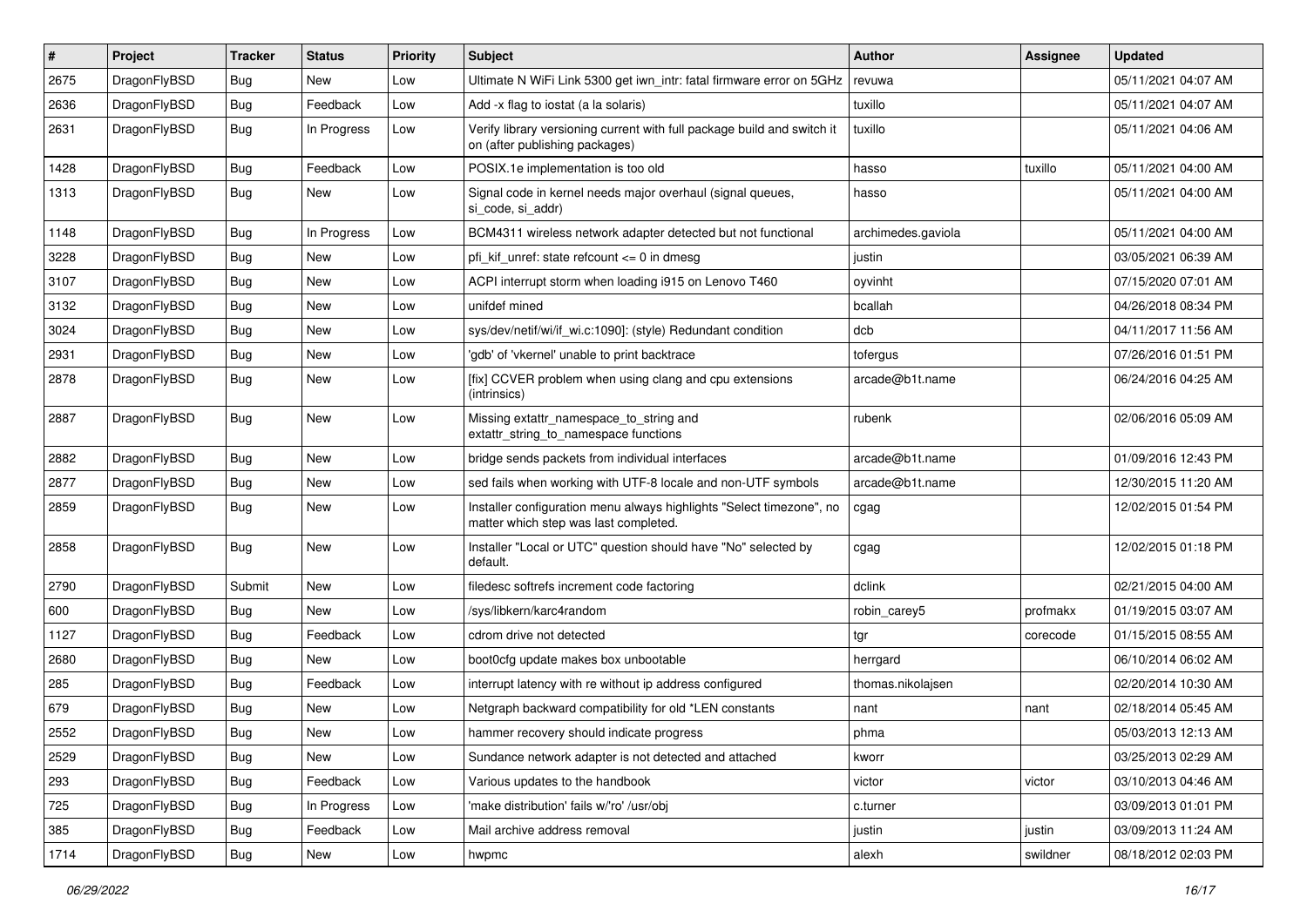| # | Project | Tracker | Status | Priority | Subject | Author | Assignee | Updated |
|---|---|---|---|---|---|---|---|---|
| 2675 | DragonFlyBSD | Bug | New | Low | Ultimate N WiFi Link 5300 get iwn_intr: fatal firmware error on 5GHz | revuwa | | 05/11/2021 04:07 AM |
| 2636 | DragonFlyBSD | Bug | Feedback | Low | Add -x flag to iostat (a la solaris) | tuxillo | | 05/11/2021 04:07 AM |
| 2631 | DragonFlyBSD | Bug | In Progress | Low | Verify library versioning current with full package build and switch it on (after publishing packages) | tuxillo | | 05/11/2021 04:06 AM |
| 1428 | DragonFlyBSD | Bug | Feedback | Low | POSIX.1e implementation is too old | hasso | tuxillo | 05/11/2021 04:00 AM |
| 1313 | DragonFlyBSD | Bug | New | Low | Signal code in kernel needs major overhaul (signal queues, si_code, si_addr) | hasso | | 05/11/2021 04:00 AM |
| 1148 | DragonFlyBSD | Bug | In Progress | Low | BCM4311 wireless network adapter detected but not functional | archimedes.gaviola | | 05/11/2021 04:00 AM |
| 3228 | DragonFlyBSD | Bug | New | Low | pfi_kif_unref: state refcount <= 0 in dmesg | justin | | 03/05/2021 06:39 AM |
| 3107 | DragonFlyBSD | Bug | New | Low | ACPI interrupt storm when loading i915 on Lenovo T460 | oyvinht | | 07/15/2020 07:01 AM |
| 3132 | DragonFlyBSD | Bug | New | Low | unifdef mined | bcallah | | 04/26/2018 08:34 PM |
| 3024 | DragonFlyBSD | Bug | New | Low | sys/dev/netif/wi/if_wi.c:1090]: (style) Redundant condition | dcb | | 04/11/2017 11:56 AM |
| 2931 | DragonFlyBSD | Bug | New | Low | 'gdb' of 'vkernel' unable to print backtrace | tofergus | | 07/26/2016 01:51 PM |
| 2878 | DragonFlyBSD | Bug | New | Low | [fix] CCVER problem when using clang and cpu extensions (intrinsics) | arcade@b1t.name | | 06/24/2016 04:25 AM |
| 2887 | DragonFlyBSD | Bug | New | Low | Missing extattr_namespace_to_string and extattr_string_to_namespace functions | rubenk | | 02/06/2016 05:09 AM |
| 2882 | DragonFlyBSD | Bug | New | Low | bridge sends packets from individual interfaces | arcade@b1t.name | | 01/09/2016 12:43 PM |
| 2877 | DragonFlyBSD | Bug | New | Low | sed fails when working with UTF-8 locale and non-UTF symbols | arcade@b1t.name | | 12/30/2015 11:20 AM |
| 2859 | DragonFlyBSD | Bug | New | Low | Installer configuration menu always highlights "Select timezone", no matter which step was last completed. | cgag | | 12/02/2015 01:54 PM |
| 2858 | DragonFlyBSD | Bug | New | Low | Installer "Local or UTC" question should have "No" selected by default. | cgag | | 12/02/2015 01:18 PM |
| 2790 | DragonFlyBSD | Submit | New | Low | filedesc softrefs increment code factoring | dclink | | 02/21/2015 04:00 AM |
| 600 | DragonFlyBSD | Bug | New | Low | /sys/libkern/karc4random | robin_carey5 | profmakx | 01/19/2015 03:07 AM |
| 1127 | DragonFlyBSD | Bug | Feedback | Low | cdrom drive not detected | tgr | corecode | 01/15/2015 08:55 AM |
| 2680 | DragonFlyBSD | Bug | New | Low | boot0cfg update makes box unbootable | herrgard | | 06/10/2014 06:02 AM |
| 285 | DragonFlyBSD | Bug | Feedback | Low | interrupt latency with re without ip address configured | thomas.nikolajsen | | 02/20/2014 10:30 AM |
| 679 | DragonFlyBSD | Bug | New | Low | Netgraph backward compatibility for old *LEN constants | nant | nant | 02/18/2014 05:45 AM |
| 2552 | DragonFlyBSD | Bug | New | Low | hammer recovery should indicate progress | phma | | 05/03/2013 12:13 AM |
| 2529 | DragonFlyBSD | Bug | New | Low | Sundance network adapter is not detected and attached | kworr | | 03/25/2013 02:29 AM |
| 293 | DragonFlyBSD | Bug | Feedback | Low | Various updates to the handbook | victor | victor | 03/10/2013 04:46 AM |
| 725 | DragonFlyBSD | Bug | In Progress | Low | 'make distribution' fails w/'ro' /usr/obj | c.turner | | 03/09/2013 01:01 PM |
| 385 | DragonFlyBSD | Bug | Feedback | Low | Mail archive address removal | justin | justin | 03/09/2013 11:24 AM |
| 1714 | DragonFlyBSD | Bug | New | Low | hwpmc | alexh | swildner | 08/18/2012 02:03 PM |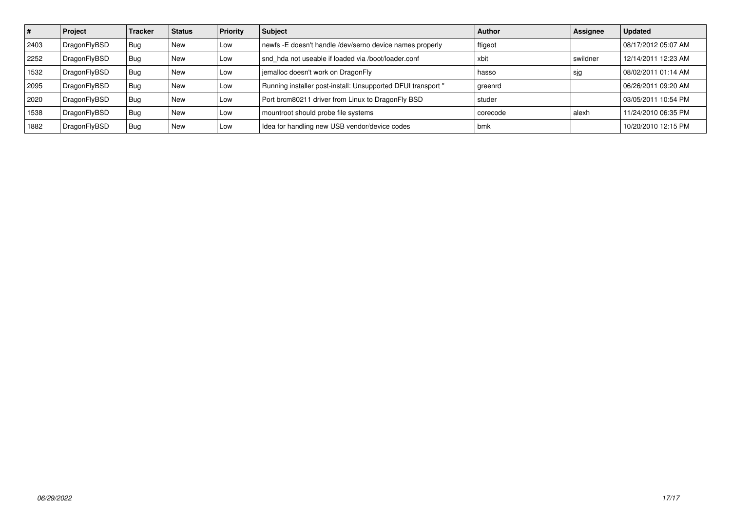| # | Project | Tracker | Status | Priority | Subject | Author | Assignee | Updated |
|---|---|---|---|---|---|---|---|---|
| 2403 | DragonFlyBSD | Bug | New | Low | newfs -E doesn't handle /dev/serno device names properly | ftigeot | | 08/17/2012 05:07 AM |
| 2252 | DragonFlyBSD | Bug | New | Low | snd_hda not useable if loaded via /boot/loader.conf | xbit | swildner | 12/14/2011 12:23 AM |
| 1532 | DragonFlyBSD | Bug | New | Low | jemalloc doesn't work on DragonFly | hasso | sjg | 08/02/2011 01:14 AM |
| 2095 | DragonFlyBSD | Bug | New | Low | Running installer post-install: Unsupported DFUI transport " | greenrd | | 06/26/2011 09:20 AM |
| 2020 | DragonFlyBSD | Bug | New | Low | Port brcm80211 driver from Linux to DragonFly BSD | studer | | 03/05/2011 10:54 PM |
| 1538 | DragonFlyBSD | Bug | New | Low | mountroot should probe file systems | corecode | alexh | 11/24/2010 06:35 PM |
| 1882 | DragonFlyBSD | Bug | New | Low | Idea for handling new USB vendor/device codes | bmk | | 10/20/2010 12:15 PM |